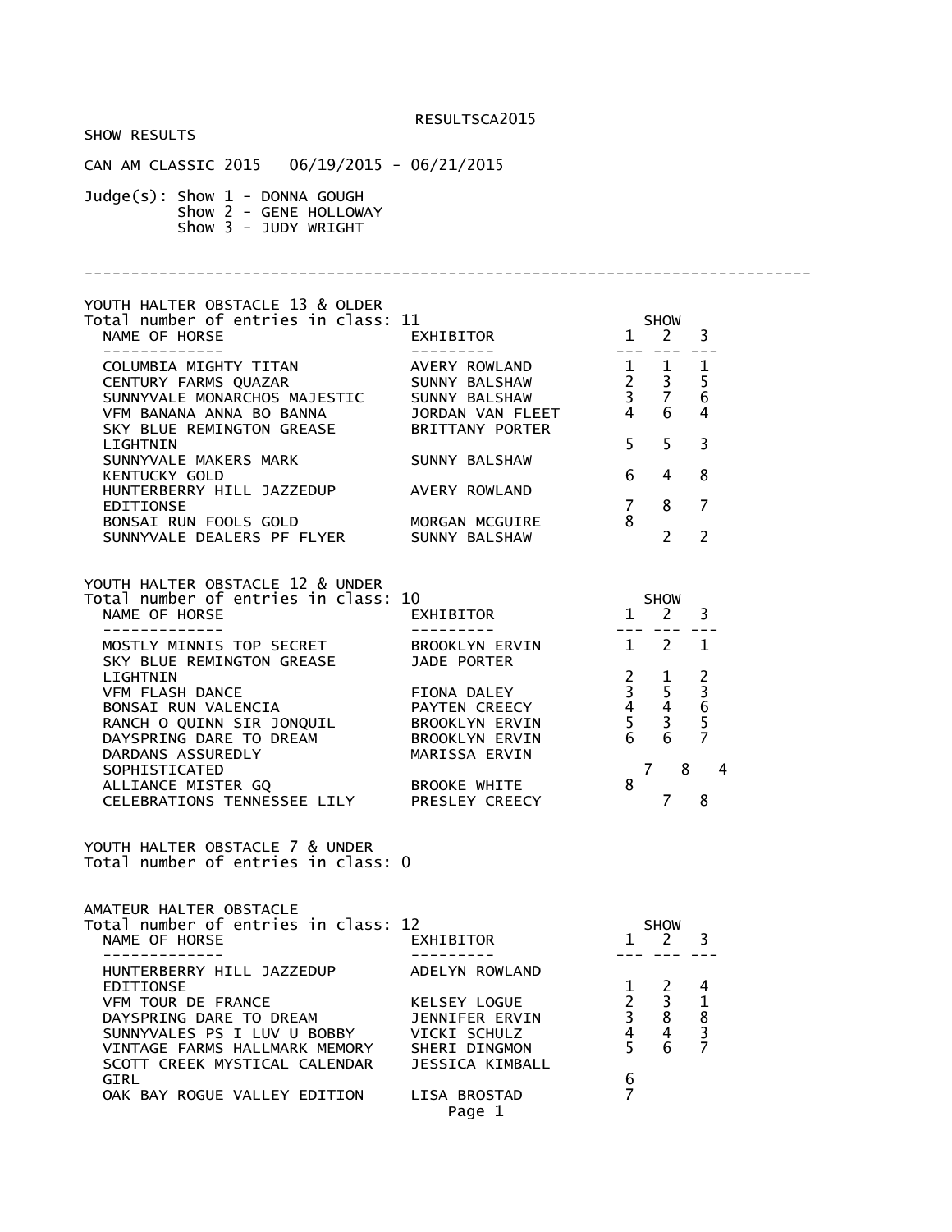RESULTSCA2015

SHOW RESULTS

CAN AM CLASSIC 2015 06/19/2015 - 06/21/2015

Judge(s): Show 1 - DONNA GOUGH
Show 2 - GENE HOLLOWAY
Show 3 - JUDY WRIGHT

---

## YOUTH HALTER OBSTACLE 13 & OLDER

Total number of entries in class: 11

| NAME OF HORSE | EXHIBITOR | SHOW 1 | SHOW 2 | SHOW 3 |
|---|---|---|---|---|
| COLUMBIA MIGHTY TITAN | AVERY ROWLAND | 1 | 1 | 1 |
| CENTURY FARMS QUAZAR | SUNNY BALSHAW | 2 | 3 | 5 |
| SUNNYVALE MONARCHOS MAJESTIC | SUNNY BALSHAW | 3 | 7 | 6 |
| VFM BANANA ANNA BO BANNA | JORDAN VAN FLEET | 4 | 6 | 4 |
| SKY BLUE REMINGTON GREASE LIGHTNIN | BRITTANY PORTER | 5 | 5 | 3 |
| SUNNYVALE MAKERS MARK KENTUCKY GOLD | SUNNY BALSHAW | 6 | 4 | 8 |
| HUNTERBERRY HILL JAZZEDUP EDITIONSE | AVERY ROWLAND | 7 | 8 | 7 |
| BONSAI RUN FOOLS GOLD | MORGAN MCGUIRE | 8 | | |
| SUNNYVALE DEALERS PF FLYER | SUNNY BALSHAW | | 2 | 2 |

## YOUTH HALTER OBSTACLE 12 & UNDER

Total number of entries in class: 10

| NAME OF HORSE | EXHIBITOR | SHOW 1 | SHOW 2 | SHOW 3 |
|---|---|---|---|---|
| MOSTLY MINNIS TOP SECRET | BROOKLYN ERVIN | 1 | 2 | 1 |
| SKY BLUE REMINGTON GREASE LIGHTNIN | JADE PORTER | 2 | 1 | 2 |
| VFM FLASH DANCE | FIONA DALEY | 3 | 5 | 3 |
| BONSAI RUN VALENCIA | PAYTEN CREECY | 4 | 4 | 6 |
| RANCH O QUINN SIR JONQUIL | BROOKLYN ERVIN | 5 | 3 | 5 |
| DAYSPRING DARE TO DREAM | BROOKLYN ERVIN | 6 | 6 | 7 |
| DARDANS ASSUREDLY SOPHISTICATED | MARISSA ERVIN | 7 | 8 | 4 |
| ALLIANCE MISTER GQ | BROOKE WHITE | 8 | | |
| CELEBRATIONS TENNESSEE LILY | PRESLEY CREECY | | 7 | 8 |

## YOUTH HALTER OBSTACLE 7 & UNDER

Total number of entries in class: 0

## AMATEUR HALTER OBSTACLE

Total number of entries in class: 12

| NAME OF HORSE | EXHIBITOR | SHOW 1 | SHOW 2 | SHOW 3 |
|---|---|---|---|---|
| HUNTERBERRY HILL JAZZEDUP EDITIONSE | ADELYN ROWLAND | 1 | 2 | 4 |
| VFM TOUR DE FRANCE | KELSEY LOGUE | 2 | 3 | 1 |
| DAYSPRING DARE TO DREAM | JENNIFER ERVIN | 3 | 8 | 8 |
| SUNNYVALES PS I LUV U BOBBY | VICKI SCHULZ | 4 | 4 | 3 |
| VINTAGE FARMS HALLMARK MEMORY | SHERI DINGMON | 5 | 6 | 7 |
| SCOTT CREEK MYSTICAL CALENDAR GIRL | JESSICA KIMBALL | 6 | | |
| OAK BAY ROGUE VALLEY EDITION | LISA BROSTAD | 7 | | |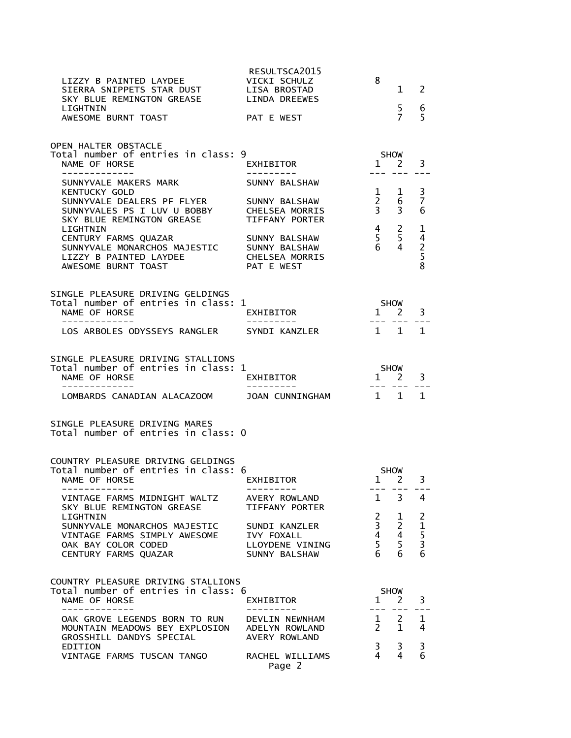| NAME OF HORSE | EXHIBITOR | 1 | 2 | 3 |
|---|---|---|---|---|
| LIZZY B PAINTED LAYDEE | VICKI SCHULZ | 8 | | |
| SIERRA SNIPPETS STAR DUST | LISA BROSTAD | | 1 | 2 |
| SKY BLUE REMINGTON GREASE LIGHTNIN | LINDA DREEWES | | 5 | 6 |
| AWESOME BURNT TOAST | PAT E WEST | | 7 | 5 |

## OPEN HALTER OBSTACLE

Total number of entries in class: 9

| NAME OF HORSE | EXHIBITOR | SHOW 1 | 2 | 3 |
|---|---|---|---|---|
| SUNNYVALE MAKERS MARK KENTUCKY GOLD | SUNNY BALSHAW | 1 | 1 | 3 |
| SUNNYVALE DEALERS PF FLYER | SUNNY BALSHAW | 2 | 6 | 7 |
| SUNNYVALES PS I LUV U BOBBY | CHELSEA MORRIS | 3 | 3 | 6 |
| SKY BLUE REMINGTON GREASE LIGHTNIN | TIFFANY PORTER | 4 | 2 | 1 |
| CENTURY FARMS QUAZAR | SUNNY BALSHAW | 5 | 5 | 4 |
| SUNNYVALE MONARCHOS MAJESTIC | SUNNY BALSHAW | 6 | 4 | 2 |
| LIZZY B PAINTED LAYDEE | CHELSEA MORRIS | | | 5 |
| AWESOME BURNT TOAST | PAT E WEST | | | 8 |

## SINGLE PLEASURE DRIVING GELDINGS

Total number of entries in class: 1

| NAME OF HORSE | EXHIBITOR | SHOW 1 | 2 | 3 |
|---|---|---|---|---|
| LOS ARBOLES ODYSSEYS RANGLER | SYNDI KANZLER | 1 | 1 | 1 |

## SINGLE PLEASURE DRIVING STALLIONS

Total number of entries in class: 1

| NAME OF HORSE | EXHIBITOR | SHOW 1 | 2 | 3 |
|---|---|---|---|---|
| LOMBARDS CANADIAN ALACAZOOM | JOAN CUNNINGHAM | 1 | 1 | 1 |

## SINGLE PLEASURE DRIVING MARES

Total number of entries in class: 0

## COUNTRY PLEASURE DRIVING GELDINGS

Total number of entries in class: 6

| NAME OF HORSE | EXHIBITOR | SHOW 1 | 2 | 3 |
|---|---|---|---|---|
| VINTAGE FARMS MIDNIGHT WALTZ | AVERY ROWLAND | 1 | 3 | 4 |
| SKY BLUE REMINGTON GREASE LIGHTNIN | TIFFANY PORTER | 2 | 1 | 2 |
| SUNNYVALE MONARCHOS MAJESTIC | SUNDI KANZLER | 3 | 2 | 1 |
| VINTAGE FARMS SIMPLY AWESOME | IVY FOXALL | 4 | 4 | 5 |
| OAK BAY COLOR CODED | LLOYDENE VINING | 5 | 5 | 3 |
| CENTURY FARMS QUAZAR | SUNNY BALSHAW | 6 | 6 | 6 |

## COUNTRY PLEASURE DRIVING STALLIONS

Total number of entries in class: 6

| NAME OF HORSE | EXHIBITOR | SHOW 1 | 2 | 3 |
|---|---|---|---|---|
| OAK GROVE LEGENDS BORN TO RUN | DEVLIN NEWNHAM | 1 | 2 | 1 |
| MOUNTAIN MEADOWS BEY EXPLOSION | ADELYN ROWLAND | 2 | 1 | 4 |
| GROSSHILL DANDYS SPECIAL EDITION | AVERY ROWLAND | 3 | 3 | 3 |
| VINTAGE FARMS TUSCAN TANGO | RACHEL WILLIAMS | 4 | 4 | 6 |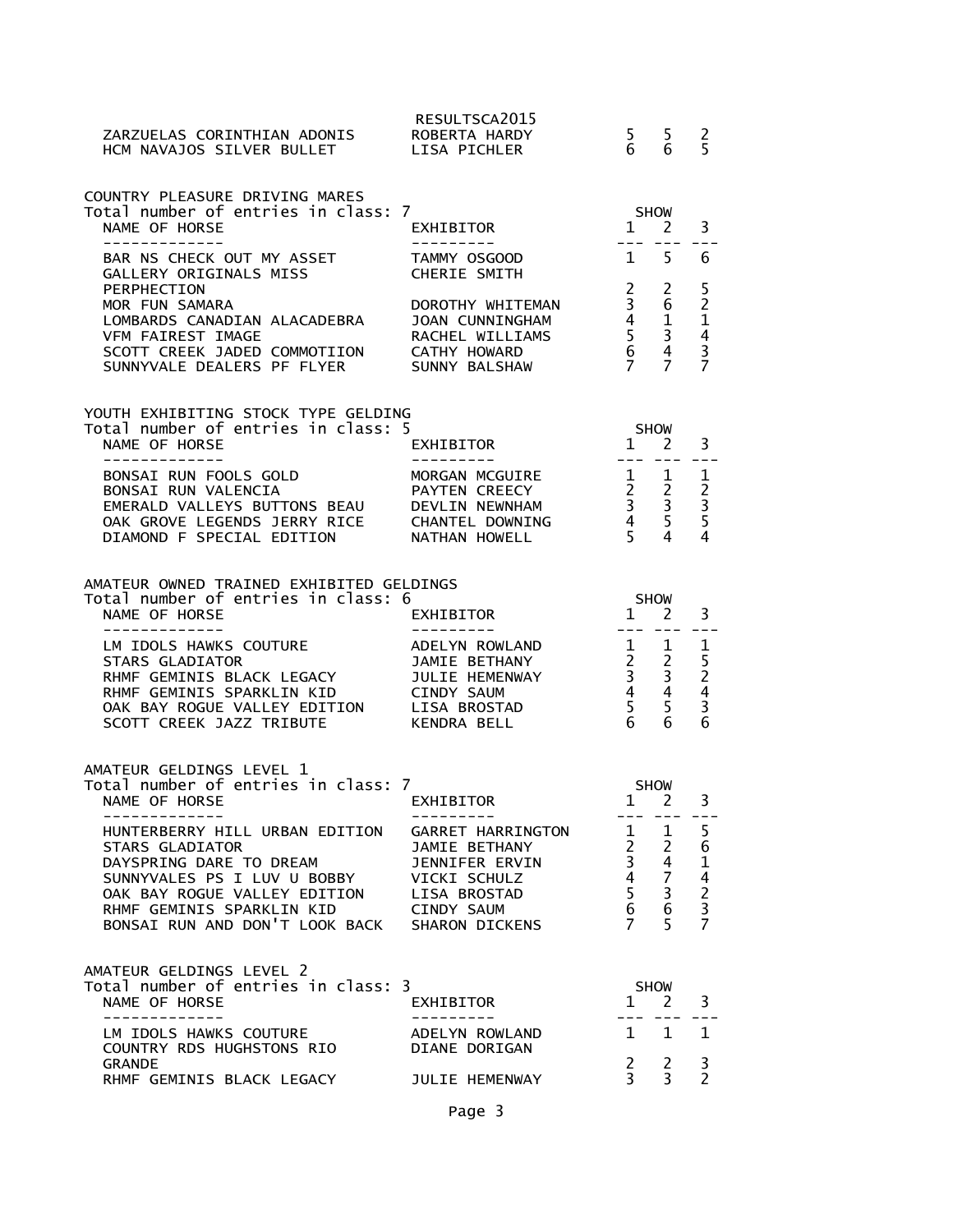| ZARZUELAS CORINTHIAN ADONIS | ROBERTA HARDY | 5 | 5 | 2 |
|---|---|---|---|---|
| HCM NAVAJOS SILVER BULLET | LISA PICHLER | 6 | 6 | 5 |

COUNTRY PLEASURE DRIVING MARES

Total number of entries in class: 7

| NAME OF HORSE | EXHIBITOR | SHOW 1 | 2 | 3 |
|---|---|---|---|---|
| BAR NS CHECK OUT MY ASSET | TAMMY OSGOOD | 1 | 5 | 6 |
| GALLERY ORIGINALS MISS PERPHECTION | CHERIE SMITH | 2 | 2 | 5 |
| MOR FUN SAMARA | DOROTHY WHITEMAN | 3 | 6 | 2 |
| LOMBARDS CANADIAN ALACADEBRA | JOAN CUNNINGHAM | 4 | 1 | 1 |
| VFM FAIREST IMAGE | RACHEL WILLIAMS | 5 | 3 | 4 |
| SCOTT CREEK JADED COMMOTIION | CATHY HOWARD | 6 | 4 | 3 |
| SUNNYVALE DEALERS PF FLYER | SUNNY BALSHAW | 7 | 7 | 7 |

YOUTH EXHIBITING STOCK TYPE GELDING

Total number of entries in class: 5

| NAME OF HORSE | EXHIBITOR | SHOW 1 | 2 | 3 |
|---|---|---|---|---|
| BONSAI RUN FOOLS GOLD | MORGAN MCGUIRE | 1 | 1 | 1 |
| BONSAI RUN VALENCIA | PAYTEN CREECY | 2 | 2 | 2 |
| EMERALD VALLEYS BUTTONS BEAU | DEVLIN NEWNHAM | 3 | 3 | 3 |
| OAK GROVE LEGENDS JERRY RICE | CHANTEL DOWNING | 4 | 5 | 5 |
| DIAMOND F SPECIAL EDITION | NATHAN HOWELL | 5 | 4 | 4 |

AMATEUR OWNED TRAINED EXHIBITED GELDINGS

Total number of entries in class: 6

| NAME OF HORSE | EXHIBITOR | SHOW 1 | 2 | 3 |
|---|---|---|---|---|
| LM IDOLS HAWKS COUTURE | ADELYN ROWLAND | 1 | 1 | 1 |
| STARS GLADIATOR | JAMIE BETHANY | 2 | 2 | 5 |
| RHMF GEMINIS BLACK LEGACY | JULIE HEMENWAY | 3 | 3 | 2 |
| RHMF GEMINIS SPARKLIN KID | CINDY SAUM | 4 | 4 | 4 |
| OAK BAY ROGUE VALLEY EDITION | LISA BROSTAD | 5 | 5 | 3 |
| SCOTT CREEK JAZZ TRIBUTE | KENDRA BELL | 6 | 6 | 6 |

AMATEUR GELDINGS LEVEL 1

Total number of entries in class: 7

| NAME OF HORSE | EXHIBITOR | SHOW 1 | 2 | 3 |
|---|---|---|---|---|
| HUNTERBERRY HILL URBAN EDITION | GARRET HARRINGTON | 1 | 1 | 5 |
| STARS GLADIATOR | JAMIE BETHANY | 2 | 2 | 6 |
| DAYSPRING DARE TO DREAM | JENNIFER ERVIN | 3 | 4 | 1 |
| SUNNYVALES PS I LUV U BOBBY | VICKI SCHULZ | 4 | 7 | 4 |
| OAK BAY ROGUE VALLEY EDITION | LISA BROSTAD | 5 | 3 | 2 |
| RHMF GEMINIS SPARKLIN KID | CINDY SAUM | 6 | 6 | 3 |
| BONSAI RUN AND DON'T LOOK BACK | SHARON DICKENS | 7 | 5 | 7 |

AMATEUR GELDINGS LEVEL 2

Total number of entries in class: 3

| NAME OF HORSE | EXHIBITOR | SHOW 1 | 2 | 3 |
|---|---|---|---|---|
| LM IDOLS HAWKS COUTURE | ADELYN ROWLAND | 1 | 1 | 1 |
| COUNTRY RDS HUGHSTONS RIO GRANDE | DIANE DORIGAN | 2 | 2 | 3 |
| RHMF GEMINIS BLACK LEGACY | JULIE HEMENWAY | 3 | 3 | 2 |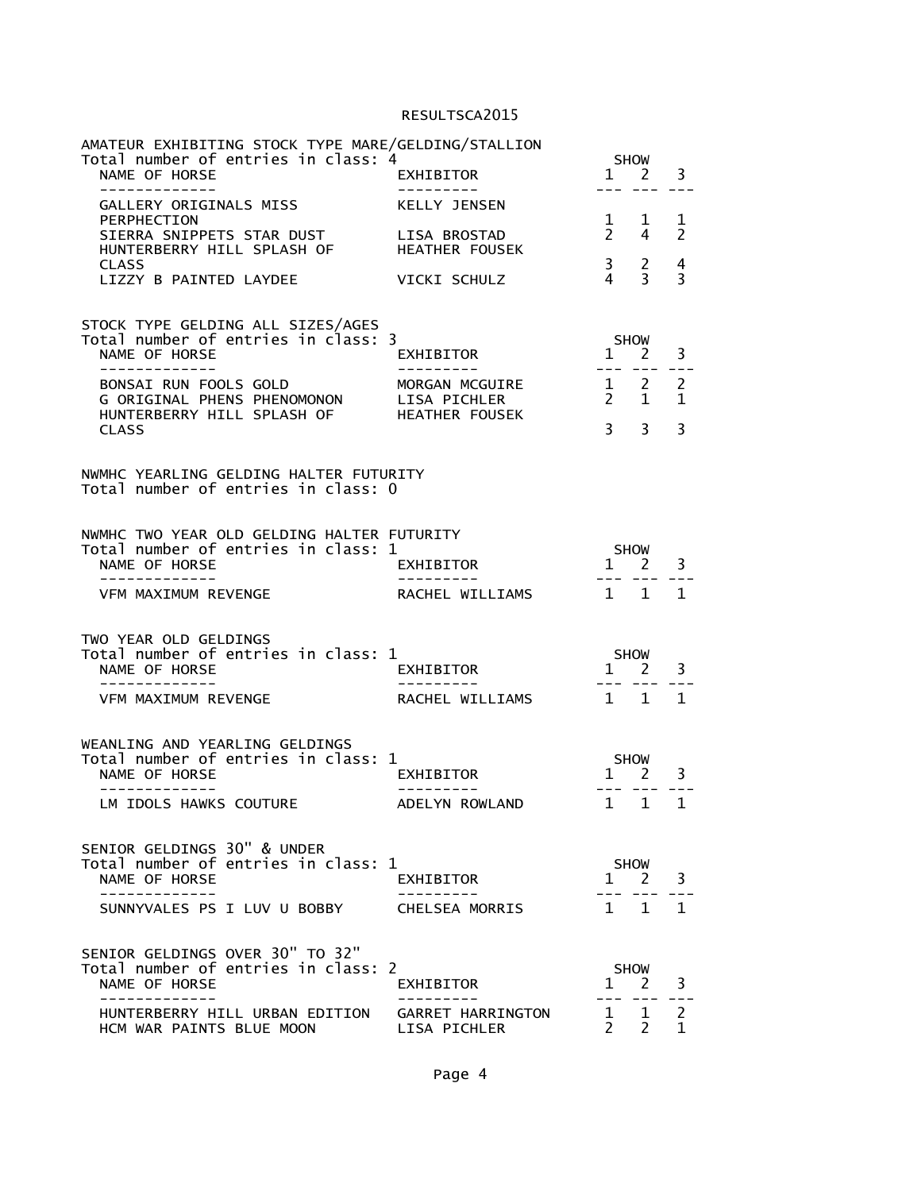## AMATEUR EXHIBITING STOCK TYPE MARE/GELDING/STALLION

Total number of entries in class: 4

| NAME OF HORSE | EXHIBITOR | SHOW 1 | SHOW 2 | SHOW 3 |
|---|---|---|---|---|
| GALLERY ORIGINALS MISS PERPHECTION | KELLY JENSEN | 1 | 1 | 1 |
| SIERRA SNIPPETS STAR DUST | LISA BROSTAD | 2 | 4 | 2 |
| HUNTERBERRY HILL SPLASH OF CLASS | HEATHER FOUSEK | 3 | 2 | 4 |
| LIZZY B PAINTED LAYDEE | VICKI SCHULZ | 4 | 3 | 3 |

## STOCK TYPE GELDING ALL SIZES/AGES

Total number of entries in class: 3

| NAME OF HORSE | EXHIBITOR | SHOW 1 | SHOW 2 | SHOW 3 |
|---|---|---|---|---|
| BONSAI RUN FOOLS GOLD | MORGAN MCGUIRE | 1 | 2 | 2 |
| G ORIGINAL PHENS PHENOMONON | LISA PICHLER | 2 | 1 | 1 |
| HUNTERBERRY HILL SPLASH OF CLASS | HEATHER FOUSEK | 3 | 3 | 3 |

## NWMHC YEARLING GELDING HALTER FUTURITY

Total number of entries in class: 0

## NWMHC TWO YEAR OLD GELDING HALTER FUTURITY

Total number of entries in class: 1

| NAME OF HORSE | EXHIBITOR | SHOW 1 | SHOW 2 | SHOW 3 |
|---|---|---|---|---|
| VFM MAXIMUM REVENGE | RACHEL WILLIAMS | 1 | 1 | 1 |

## TWO YEAR OLD GELDINGS

Total number of entries in class: 1

| NAME OF HORSE | EXHIBITOR | SHOW 1 | SHOW 2 | SHOW 3 |
|---|---|---|---|---|
| VFM MAXIMUM REVENGE | RACHEL WILLIAMS | 1 | 1 | 1 |

## WEANLING AND YEARLING GELDINGS

Total number of entries in class: 1

| NAME OF HORSE | EXHIBITOR | SHOW 1 | SHOW 2 | SHOW 3 |
|---|---|---|---|---|
| LM IDOLS HAWKS COUTURE | ADELYN ROWLAND | 1 | 1 | 1 |

## SENIOR GELDINGS 30" & UNDER

Total number of entries in class: 1

| NAME OF HORSE | EXHIBITOR | SHOW 1 | SHOW 2 | SHOW 3 |
|---|---|---|---|---|
| SUNNYVALES PS I LUV U BOBBY | CHELSEA MORRIS | 1 | 1 | 1 |

## SENIOR GELDINGS OVER 30" TO 32"

Total number of entries in class: 2

| NAME OF HORSE | EXHIBITOR | SHOW 1 | SHOW 2 | SHOW 3 |
|---|---|---|---|---|
| HUNTERBERRY HILL URBAN EDITION | GARRET HARRINGTON | 1 | 1 | 2 |
| HCM WAR PAINTS BLUE MOON | LISA PICHLER | 2 | 2 | 1 |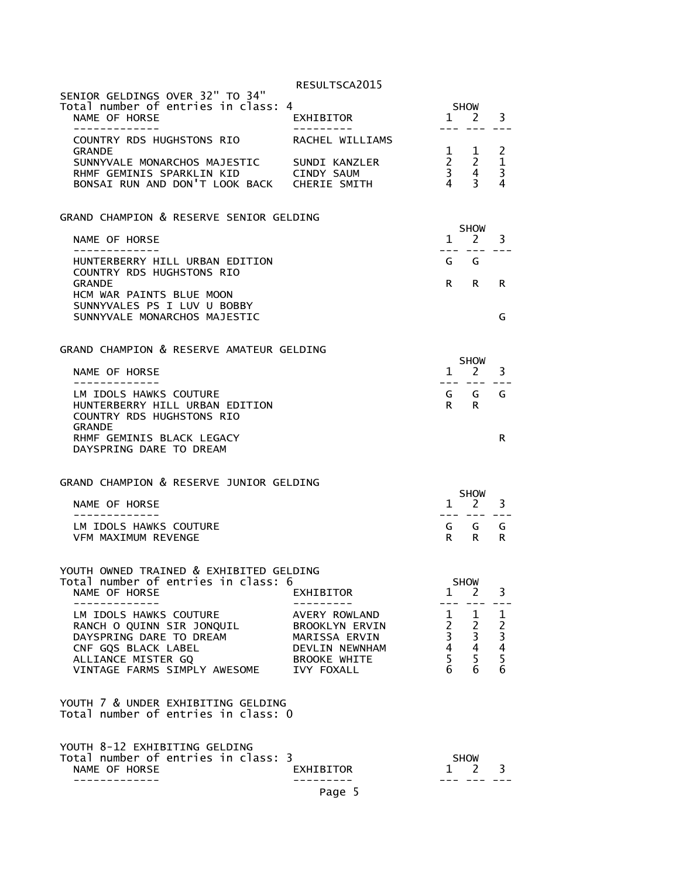## SENIOR GELDINGS OVER 32" TO 34"

Total number of entries in class: 4

| NAME OF HORSE | EXHIBITOR | SHOW 1 | SHOW 2 | SHOW 3 |
|---|---|---|---|---|
| COUNTRY RDS HUGHSTONS RIO GRANDE | RACHEL WILLIAMS | 1 | 1 | 2 |
| SUNNYVALE MONARCHOS MAJESTIC | SUNDI KANZLER | 2 | 2 | 1 |
| RHMF GEMINIS SPARKLIN KID | CINDY SAUM | 3 | 4 | 3 |
| BONSAI RUN AND DON'T LOOK BACK | CHERIE SMITH | 4 | 3 | 4 |

## GRAND CHAMPION & RESERVE SENIOR GELDING

| NAME OF HORSE | SHOW 1 | SHOW 2 | SHOW 3 |
|---|---|---|---|
| HUNTERBERRY HILL URBAN EDITION | G | G | |
| COUNTRY RDS HUGHSTONS RIO GRANDE | R | R | R |
| HCM WAR PAINTS BLUE MOON | | | |
| SUNNYVALES PS I LUV U BOBBY | | | |
| SUNNYVALE MONARCHOS MAJESTIC | | | G |

## GRAND CHAMPION & RESERVE AMATEUR GELDING

| NAME OF HORSE | SHOW 1 | SHOW 2 | SHOW 3 |
|---|---|---|---|
| LM IDOLS HAWKS COUTURE | G | G | G |
| HUNTERBERRY HILL URBAN EDITION | R | R | |
| COUNTRY RDS HUGHSTONS RIO GRANDE | | | |
| RHMF GEMINIS BLACK LEGACY | | | R |
| DAYSPRING DARE TO DREAM | | | |

## GRAND CHAMPION & RESERVE JUNIOR GELDING

| NAME OF HORSE | SHOW 1 | SHOW 2 | SHOW 3 |
|---|---|---|---|
| LM IDOLS HAWKS COUTURE | G | G | G |
| VFM MAXIMUM REVENGE | R | R | R |

## YOUTH OWNED TRAINED & EXHIBITED GELDING

Total number of entries in class: 6

| NAME OF HORSE | EXHIBITOR | SHOW 1 | SHOW 2 | SHOW 3 |
|---|---|---|---|---|
| LM IDOLS HAWKS COUTURE | AVERY ROWLAND | 1 | 1 | 1 |
| RANCH O QUINN SIR JONQUIL | BROOKLYN ERVIN | 2 | 2 | 2 |
| DAYSPRING DARE TO DREAM | MARISSA ERVIN | 3 | 3 | 3 |
| CNF GQS BLACK LABEL | DEVLIN NEWNHAM | 4 | 4 | 4 |
| ALLIANCE MISTER GQ | BROOKE WHITE | 5 | 5 | 5 |
| VINTAGE FARMS SIMPLY AWESOME | IVY FOXALL | 6 | 6 | 6 |

## YOUTH 7 & UNDER EXHIBITING GELDING

Total number of entries in class: 0

## YOUTH 8-12 EXHIBITING GELDING

Total number of entries in class: 3

| NAME OF HORSE | EXHIBITOR | SHOW 1 | SHOW 2 | SHOW 3 |
|---|---|---|---|---|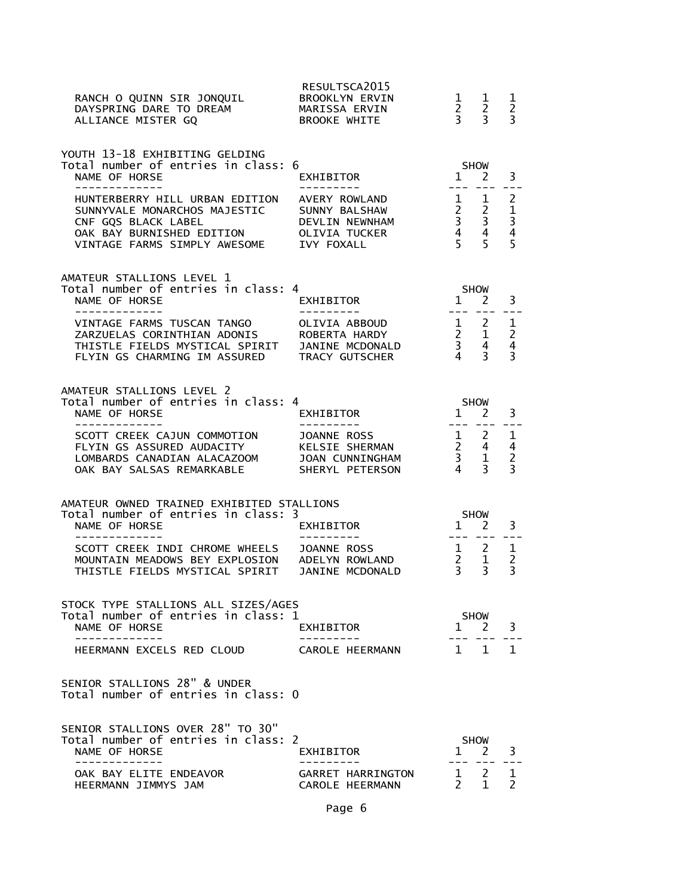RESULTSCA2015

| | | | | |
|---|---|---|---|---|
| RANCH O QUINN SIR JONQUIL | BROOKLYN ERVIN | 1 | 1 | 1 |
| DAYSPRING DARE TO DREAM | MARISSA ERVIN | 2 | 2 | 2 |
| ALLIANCE MISTER GQ | BROOKE WHITE | 3 | 3 | 3 |

## YOUTH 13-18 EXHIBITING GELDING

Total number of entries in class: 6

| NAME OF HORSE | EXHIBITOR | SHOW 1 | 2 | 3 |
|---|---|---|---|---|
| HUNTERBERRY HILL URBAN EDITION | AVERY ROWLAND | 1 | 1 | 2 |
| SUNNYVALE MONARCHOS MAJESTIC | SUNNY BALSHAW | 2 | 2 | 1 |
| CNF GQS BLACK LABEL | DEVLIN NEWNHAM | 3 | 3 | 3 |
| OAK BAY BURNISHED EDITION | OLIVIA TUCKER | 4 | 4 | 4 |
| VINTAGE FARMS SIMPLY AWESOME | IVY FOXALL | 5 | 5 | 5 |

## AMATEUR STALLIONS LEVEL 1

Total number of entries in class: 4

| NAME OF HORSE | EXHIBITOR | SHOW 1 | 2 | 3 |
|---|---|---|---|---|
| VINTAGE FARMS TUSCAN TANGO | OLIVIA ABBOUD | 1 | 2 | 1 |
| ZARZUELAS CORINTHIAN ADONIS | ROBERTA HARDY | 2 | 1 | 2 |
| THISTLE FIELDS MYSTICAL SPIRIT | JANINE MCDONALD | 3 | 4 | 4 |
| FLYIN GS CHARMING IM ASSURED | TRACY GUTSCHER | 4 | 3 | 3 |

## AMATEUR STALLIONS LEVEL 2

Total number of entries in class: 4

| NAME OF HORSE | EXHIBITOR | SHOW 1 | 2 | 3 |
|---|---|---|---|---|
| SCOTT CREEK CAJUN COMMOTION | JOANNE ROSS | 1 | 2 | 1 |
| FLYIN GS ASSURED AUDACITY | KELSIE SHERMAN | 2 | 4 | 4 |
| LOMBARDS CANADIAN ALACAZOOM | JOAN CUNNINGHAM | 3 | 1 | 2 |
| OAK BAY SALSAS REMARKABLE | SHERYL PETERSON | 4 | 3 | 3 |

## AMATEUR OWNED TRAINED EXHIBITED STALLIONS

Total number of entries in class: 3

| NAME OF HORSE | EXHIBITOR | SHOW 1 | 2 | 3 |
|---|---|---|---|---|
| SCOTT CREEK INDI CHROME WHEELS | JOANNE ROSS | 1 | 2 | 1 |
| MOUNTAIN MEADOWS BEY EXPLOSION | ADELYN ROWLAND | 2 | 1 | 2 |
| THISTLE FIELDS MYSTICAL SPIRIT | JANINE MCDONALD | 3 | 3 | 3 |

## STOCK TYPE STALLIONS ALL SIZES/AGES

Total number of entries in class: 1

| NAME OF HORSE | EXHIBITOR | SHOW 1 | 2 | 3 |
|---|---|---|---|---|
| HEERMANN EXCELS RED CLOUD | CAROLE HEERMANN | 1 | 1 | 1 |

## SENIOR STALLIONS 28" & UNDER

Total number of entries in class: 0

## SENIOR STALLIONS OVER 28" TO 30"

Total number of entries in class: 2

| NAME OF HORSE | EXHIBITOR | SHOW 1 | 2 | 3 |
|---|---|---|---|---|
| OAK BAY ELITE ENDEAVOR | GARRET HARRINGTON | 1 | 2 | 1 |
| HEERMANN JIMMYS JAM | CAROLE HEERMANN | 2 | 1 | 2 |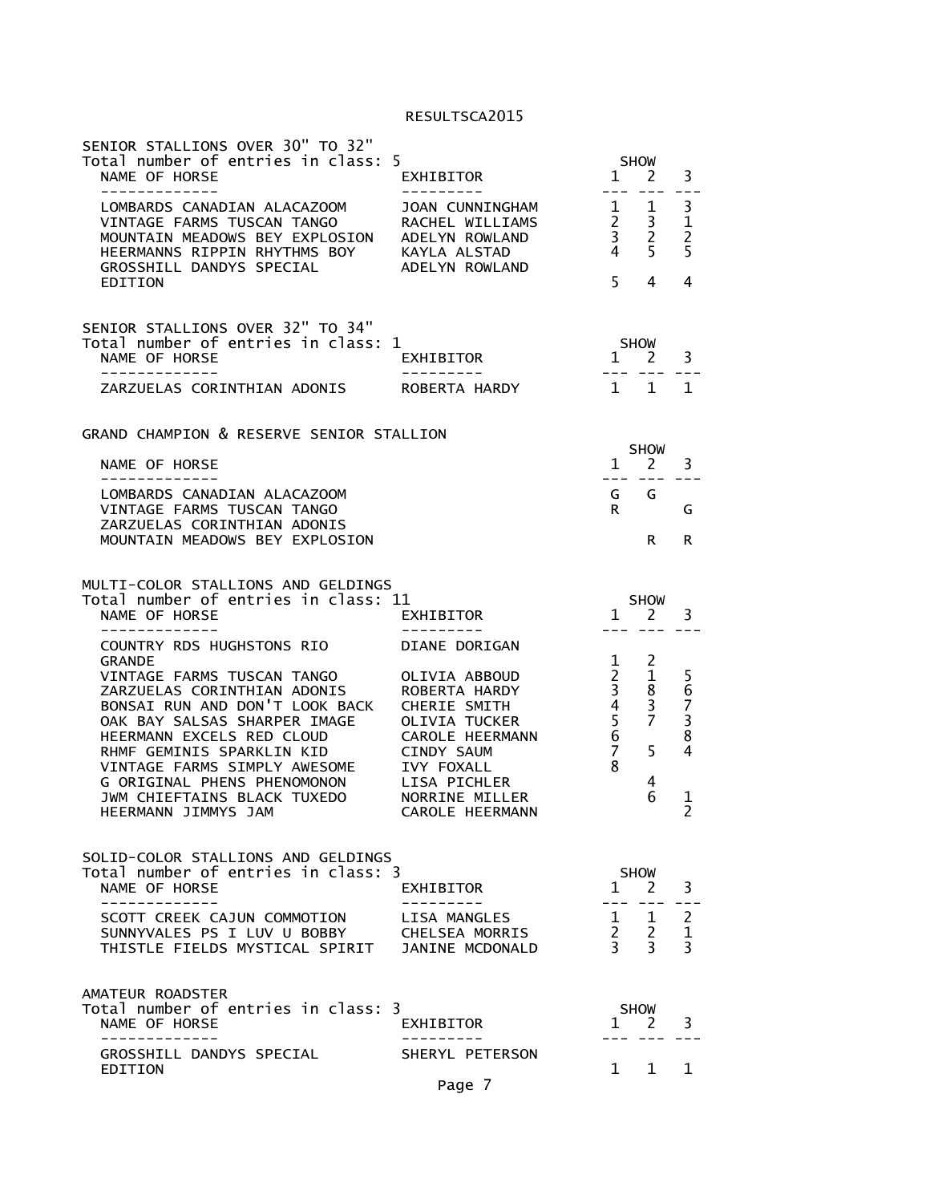## SENIOR STALLIONS OVER 30" TO 32"

Total number of entries in class: 5

| NAME OF HORSE | EXHIBITOR | SHOW 1 | SHOW 2 | SHOW 3 |
|---|---|---|---|---|
| LOMBARDS CANADIAN ALACAZOOM | JOAN CUNNINGHAM | 1 | 1 | 3 |
| VINTAGE FARMS TUSCAN TANGO | RACHEL WILLIAMS | 2 | 3 | 1 |
| MOUNTAIN MEADOWS BEY EXPLOSION | ADELYN ROWLAND | 3 | 2 | 2 |
| HEERMANNS RIPPIN RHYTHMS BOY | KAYLA ALSTAD | 4 | 5 | 5 |
| GROSSHILL DANDYS SPECIAL EDITION | ADELYN ROWLAND | 5 | 4 | 4 |

## SENIOR STALLIONS OVER 32" TO 34"

Total number of entries in class: 1

| NAME OF HORSE | EXHIBITOR | SHOW 1 | SHOW 2 | SHOW 3 |
|---|---|---|---|---|
| ZARZUELAS CORINTHIAN ADONIS | ROBERTA HARDY | 1 | 1 | 1 |

## GRAND CHAMPION & RESERVE SENIOR STALLION

| NAME OF HORSE | SHOW 1 | SHOW 2 | SHOW 3 |
|---|---|---|---|
| LOMBARDS CANADIAN ALACAZOOM | G | G | |
| VINTAGE FARMS TUSCAN TANGO | R | | G |
| ZARZUELAS CORINTHIAN ADONIS | | | |
| MOUNTAIN MEADOWS BEY EXPLOSION | | R | R |

## MULTI-COLOR STALLIONS AND GELDINGS

Total number of entries in class: 11

| NAME OF HORSE | EXHIBITOR | SHOW 1 | SHOW 2 | SHOW 3 |
|---|---|---|---|---|
| COUNTRY RDS HUGHSTONS RIO GRANDE | DIANE DORIGAN | 1 | 2 | |
| VINTAGE FARMS TUSCAN TANGO | OLIVIA ABBOUD | 2 | 1 | 5 |
| ZARZUELAS CORINTHIAN ADONIS | ROBERTA HARDY | 3 | 8 | 6 |
| BONSAI RUN AND DON'T LOOK BACK | CHERIE SMITH | 4 | 3 | 7 |
| OAK BAY SALSAS SHARPER IMAGE | OLIVIA TUCKER | 5 | 7 | 3 |
| HEERMANN EXCELS RED CLOUD | CAROLE HEERMANN | 6 | | 8 |
| RHMF GEMINIS SPARKLIN KID | CINDY SAUM | 7 | 5 | 4 |
| VINTAGE FARMS SIMPLY AWESOME | IVY FOXALL | 8 | | |
| G ORIGINAL PHENS PHENOMONON | LISA PICHLER | | 4 | |
| JWM CHIEFTAINS BLACK TUXEDO | NORRINE MILLER | | 6 | 1 |
| HEERMANN JIMMYS JAM | CAROLE HEERMANN | | | 2 |

## SOLID-COLOR STALLIONS AND GELDINGS

Total number of entries in class: 3

| NAME OF HORSE | EXHIBITOR | SHOW 1 | SHOW 2 | SHOW 3 |
|---|---|---|---|---|
| SCOTT CREEK CAJUN COMMOTION | LISA MANGLES | 1 | 1 | 2 |
| SUNNYVALES PS I LUV U BOBBY | CHELSEA MORRIS | 2 | 2 | 1 |
| THISTLE FIELDS MYSTICAL SPIRIT | JANINE MCDONALD | 3 | 3 | 3 |

## AMATEUR ROADSTER

Total number of entries in class: 3

| NAME OF HORSE | EXHIBITOR | SHOW 1 | SHOW 2 | SHOW 3 |
|---|---|---|---|---|
| GROSSHILL DANDYS SPECIAL EDITION | SHERYL PETERSON | 1 | 1 | 1 |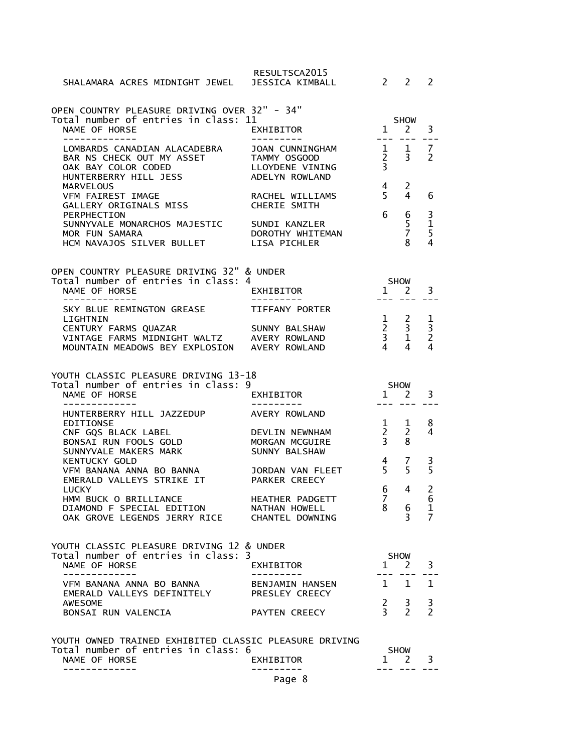| NAME OF HORSE | EXHIBITOR | SHOW 1 | 2 | 3 |
|---|---|---|---|---|
| SHALAMARA ACRES MIDNIGHT JEWEL | JESSICA KIMBALL | 2 | 2 | 2 |

## OPEN COUNTRY PLEASURE DRIVING OVER 32" - 34"

Total number of entries in class: 11

| NAME OF HORSE | EXHIBITOR | SHOW 1 | 2 | 3 |
|---|---|---|---|---|
| LOMBARDS CANADIAN ALACADEBRA | JOAN CUNNINGHAM | 1 | 1 | 7 |
| BAR NS CHECK OUT MY ASSET | TAMMY OSGOOD | 2 | 3 | 2 |
| OAK BAY COLOR CODED | LLOYDENE VINING | 3 | | |
| HUNTERBERRY HILL JESS MARVELOUS | ADELYN ROWLAND | 4 | 2 | |
| VFM FAIREST IMAGE | RACHEL WILLIAMS | 5 | 4 | 6 |
| GALLERY ORIGINALS MISS PERPHECTION | CHERIE SMITH | 6 | 6 | 3 |
| SUNNYVALE MONARCHOS MAJESTIC | SUNDI KANZLER | | 5 | 1 |
| MOR FUN SAMARA | DOROTHY WHITEMAN | | 7 | 5 |
| HCM NAVAJOS SILVER BULLET | LISA PICHLER | | 8 | 4 |

## OPEN COUNTRY PLEASURE DRIVING 32" & UNDER

Total number of entries in class: 4

| NAME OF HORSE | EXHIBITOR | SHOW 1 | 2 | 3 |
|---|---|---|---|---|
| SKY BLUE REMINGTON GREASE LIGHTNIN | TIFFANY PORTER | 1 | 2 | 1 |
| CENTURY FARMS QUAZAR | SUNNY BALSHAW | 2 | 3 | 3 |
| VINTAGE FARMS MIDNIGHT WALTZ | AVERY ROWLAND | 3 | 1 | 2 |
| MOUNTAIN MEADOWS BEY EXPLOSION | AVERY ROWLAND | 4 | 4 | 4 |

## YOUTH CLASSIC PLEASURE DRIVING 13-18

Total number of entries in class: 9

| NAME OF HORSE | EXHIBITOR | SHOW 1 | 2 | 3 |
|---|---|---|---|---|
| HUNTERBERRY HILL JAZZEDUP EDITIONSE | AVERY ROWLAND | 1 | 1 | 8 |
| CNF GQS BLACK LABEL | DEVLIN NEWNHAM | 2 | 2 | 4 |
| BONSAI RUN FOOLS GOLD | MORGAN MCGUIRE | 3 | 8 | |
| SUNNYVALE MAKERS MARK KENTUCKY GOLD | SUNNY BALSHAW | 4 | 7 | 3 |
| VFM BANANA ANNA BO BANNA | JORDAN VAN FLEET | 5 | 5 | 5 |
| EMERALD VALLEYS STRIKE IT LUCKY | PARKER CREECY | 6 | 4 | 2 |
| HMM BUCK O BRILLIANCE | HEATHER PADGETT | 7 | | 6 |
| DIAMOND F SPECIAL EDITION | NATHAN HOWELL | 8 | 6 | 1 |
| OAK GROVE LEGENDS JERRY RICE | CHANTEL DOWNING | | 3 | 7 |

## YOUTH CLASSIC PLEASURE DRIVING 12 & UNDER

Total number of entries in class: 3

| NAME OF HORSE | EXHIBITOR | SHOW 1 | 2 | 3 |
|---|---|---|---|---|
| VFM BANANA ANNA BO BANNA | BENJAMIN HANSEN | 1 | 1 | 1 |
| EMERALD VALLEYS DEFINITELY AWESOME | PRESLEY CREECY | 2 | 3 | 3 |
| BONSAI RUN VALENCIA | PAYTEN CREECY | 3 | 2 | 2 |

## YOUTH OWNED TRAINED EXHIBITED CLASSIC PLEASURE DRIVING

Total number of entries in class: 6

| NAME OF HORSE | EXHIBITOR | SHOW 1 | 2 | 3 |
|---|---|---|---|---|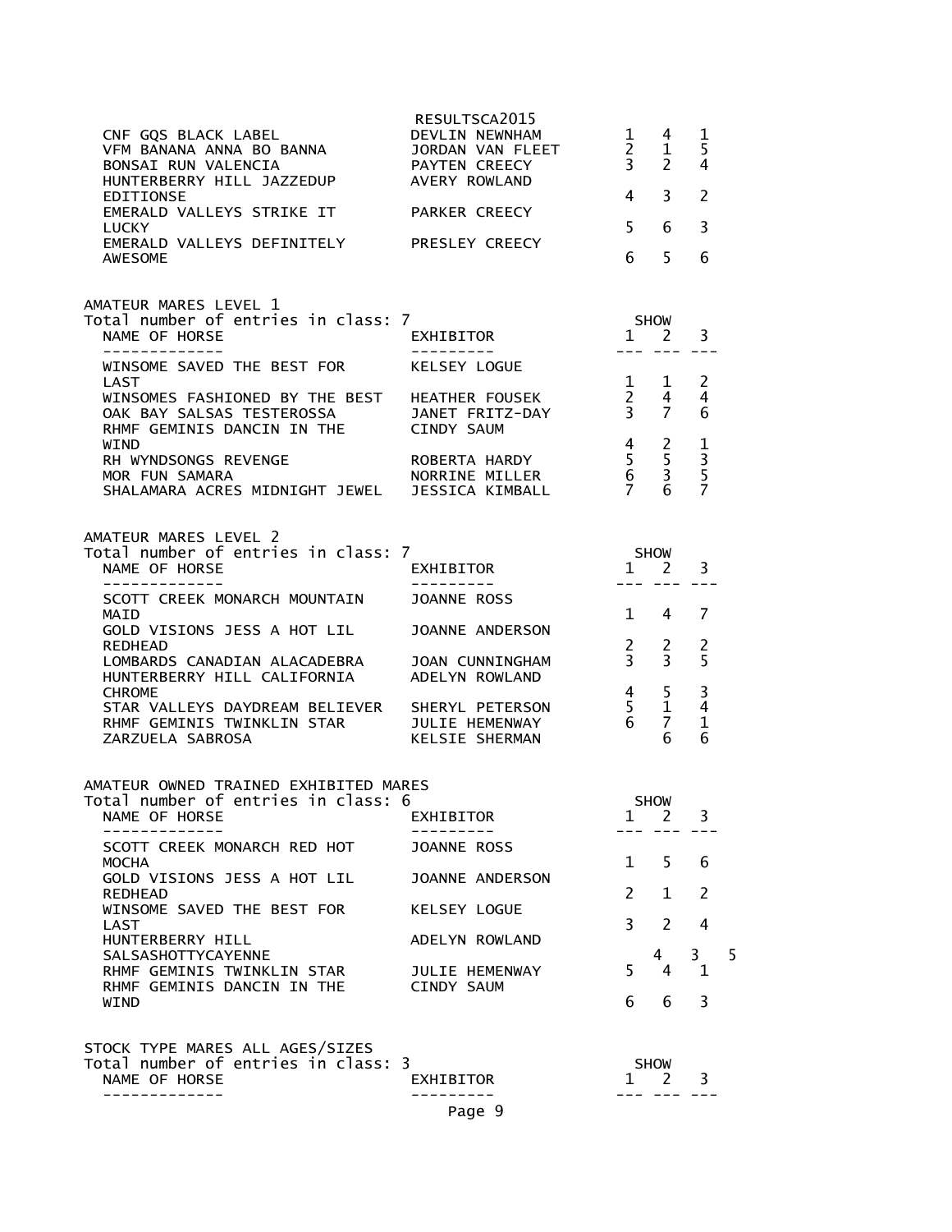RESULTSCA2015

| NAME OF HORSE | EXHIBITOR | 1 | 2 | 3 |
|---|---|---|---|---|
| CNF GQS BLACK LABEL | DEVLIN NEWNHAM | 1 | 4 | 1 |
| VFM BANANA ANNA BO BANNA | JORDAN VAN FLEET | 2 | 1 | 5 |
| BONSAI RUN VALENCIA | PAYTEN CREECY | 3 | 2 | 4 |
| HUNTERBERRY HILL JAZZEDUP EDITIONSE | AVERY ROWLAND | 4 | 3 | 2 |
| EMERALD VALLEYS STRIKE IT LUCKY | PARKER CREECY | 5 | 6 | 3 |
| EMERALD VALLEYS DEFINITELY AWESOME | PRESLEY CREECY | 6 | 5 | 6 |

AMATEUR MARES LEVEL 1
Total number of entries in class: 7

| NAME OF HORSE | EXHIBITOR | SHOW 1 | 2 | 3 |
|---|---|---|---|---|
| WINSOME SAVED THE BEST FOR LAST | KELSEY LOGUE | 1 | 1 | 2 |
| WINSOMES FASHIONED BY THE BEST | HEATHER FOUSEK | 2 | 4 | 4 |
| OAK BAY SALSAS TESTEROSSA | JANET FRITZ-DAY | 3 | 7 | 6 |
| RHMF GEMINIS DANCIN IN THE WIND | CINDY SAUM | 4 | 2 | 1 |
| RH WYNDSONGS REVENGE | ROBERTA HARDY | 5 | 5 | 3 |
| MOR FUN SAMARA | NORRINE MILLER | 6 | 3 | 5 |
| SHALAMARA ACRES MIDNIGHT JEWEL | JESSICA KIMBALL | 7 | 6 | 7 |

AMATEUR MARES LEVEL 2
Total number of entries in class: 7

| NAME OF HORSE | EXHIBITOR | SHOW 1 | 2 | 3 |
|---|---|---|---|---|
| SCOTT CREEK MONARCH MOUNTAIN MAID | JOANNE ROSS | 1 | 4 | 7 |
| GOLD VISIONS JESS A HOT LIL REDHEAD | JOANNE ANDERSON | 2 | 2 | 2 |
| LOMBARDS CANADIAN ALACADEBRA | JOAN CUNNINGHAM | 3 | 3 | 5 |
| HUNTERBERRY HILL CALIFORNIA CHROME | ADELYN ROWLAND | 4 | 5 | 3 |
| STAR VALLEYS DAYDREAM BELIEVER | SHERYL PETERSON | 5 | 1 | 4 |
| RHMF GEMINIS TWINKLIN STAR | JULIE HEMENWAY | 6 | 7 | 1 |
| ZARZUELA SABROSA | KELSIE SHERMAN | | 6 | 6 |

AMATEUR OWNED TRAINED EXHIBITED MARES
Total number of entries in class: 6

| NAME OF HORSE | EXHIBITOR | SHOW 1 | 2 | 3 |
|---|---|---|---|---|
| SCOTT CREEK MONARCH RED HOT MOCHA | JOANNE ROSS | 1 | 5 | 6 |
| GOLD VISIONS JESS A HOT LIL REDHEAD | JOANNE ANDERSON | 2 | 1 | 2 |
| WINSOME SAVED THE BEST FOR LAST | KELSEY LOGUE | 3 | 2 | 4 |
| HUNTERBERRY HILL SALSASHOTTYCAYENNE | ADELYN ROWLAND | 4 | 3 | 5 |
| RHMF GEMINIS TWINKLIN STAR | JULIE HEMENWAY | 5 | 4 | 1 |
| RHMF GEMINIS DANCIN IN THE WIND | CINDY SAUM | 6 | 6 | 3 |

STOCK TYPE MARES ALL AGES/SIZES
Total number of entries in class: 3

| NAME OF HORSE | EXHIBITOR | SHOW 1 | 2 | 3 |
|---|---|---|---|---|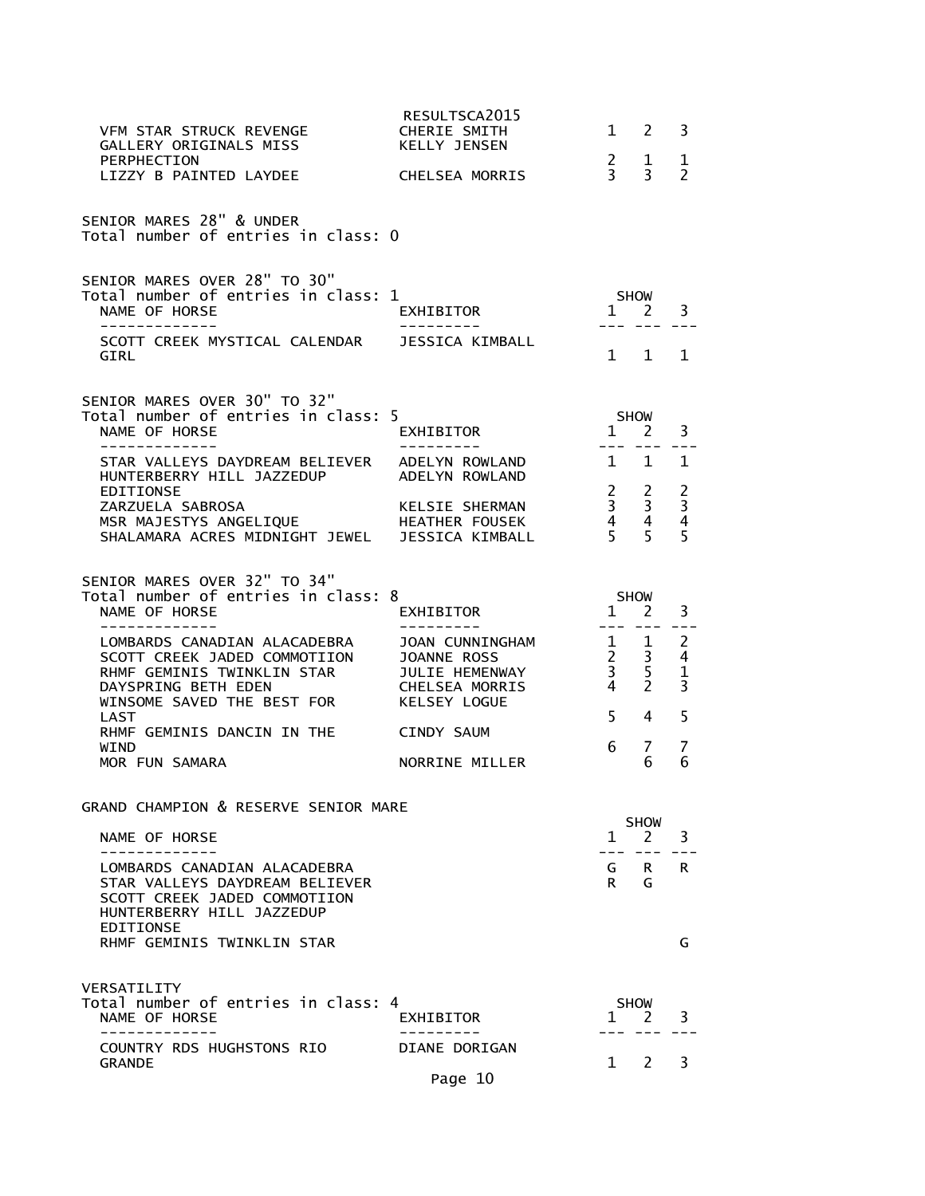| | | | | |
|---|---|---|---|---|
| VFM STAR STRUCK REVENGE | CHERIE SMITH | 1 | 2 | 3 |
| GALLERY ORIGINALS MISS PERPHECTION | KELLY JENSEN | 2 | 1 | 1 |
| LIZZY B PAINTED LAYDEE | CHELSEA MORRIS | 3 | 3 | 2 |

SENIOR MARES 28" & UNDER
Total number of entries in class: 0

SENIOR MARES OVER 28" TO 30"
Total number of entries in class: 1

| NAME OF HORSE | EXHIBITOR | SHOW 1 | 2 | 3 |
|---|---|---|---|---|
| SCOTT CREEK MYSTICAL CALENDAR GIRL | JESSICA KIMBALL | 1 | 1 | 1 |

SENIOR MARES OVER 30" TO 32"
Total number of entries in class: 5

| NAME OF HORSE | EXHIBITOR | SHOW 1 | 2 | 3 |
|---|---|---|---|---|
| STAR VALLEYS DAYDREAM BELIEVER | ADELYN ROWLAND | 1 | 1 | 1 |
| HUNTERBERRY HILL JAZZEDUP EDITIONSE | ADELYN ROWLAND | 2 | 2 | 2 |
| ZARZUELA SABROSA | KELSIE SHERMAN | 3 | 3 | 3 |
| MSR MAJESTYS ANGELIQUE | HEATHER FOUSEK | 4 | 4 | 4 |
| SHALAMARA ACRES MIDNIGHT JEWEL | JESSICA KIMBALL | 5 | 5 | 5 |

SENIOR MARES OVER 32" TO 34"
Total number of entries in class: 8

| NAME OF HORSE | EXHIBITOR | SHOW 1 | 2 | 3 |
|---|---|---|---|---|
| LOMBARDS CANADIAN ALACADEBRA | JOAN CUNNINGHAM | 1 | 1 | 2 |
| SCOTT CREEK JADED COMMOTIION | JOANNE ROSS | 2 | 3 | 4 |
| RHMF GEMINIS TWINKLIN STAR | JULIE HEMENWAY | 3 | 5 | 1 |
| DAYSPRING BETH EDEN | CHELSEA MORRIS | 4 | 2 | 3 |
| WINSOME SAVED THE BEST FOR LAST | KELSEY LOGUE | 5 | 4 | 5 |
| RHMF GEMINIS DANCIN IN THE WIND | CINDY SAUM | 6 | 7 | 7 |
| MOR FUN SAMARA | NORRINE MILLER | | 6 | 6 |

GRAND CHAMPION & RESERVE SENIOR MARE

| NAME OF HORSE | SHOW 1 | 2 | 3 |
|---|---|---|---|
| LOMBARDS CANADIAN ALACADEBRA | G | R | R |
| STAR VALLEYS DAYDREAM BELIEVER | R | G | |
| SCOTT CREEK JADED COMMOTIION | | | |
| HUNTERBERRY HILL JAZZEDUP EDITIONSE | | | |
| RHMF GEMINIS TWINKLIN STAR | | | G |

VERSATILITY
Total number of entries in class: 4

| NAME OF HORSE | EXHIBITOR | SHOW 1 | 2 | 3 |
|---|---|---|---|---|
| COUNTRY RDS HUGHSTONS RIO GRANDE | DIANE DORIGAN | 1 | 2 | 3 |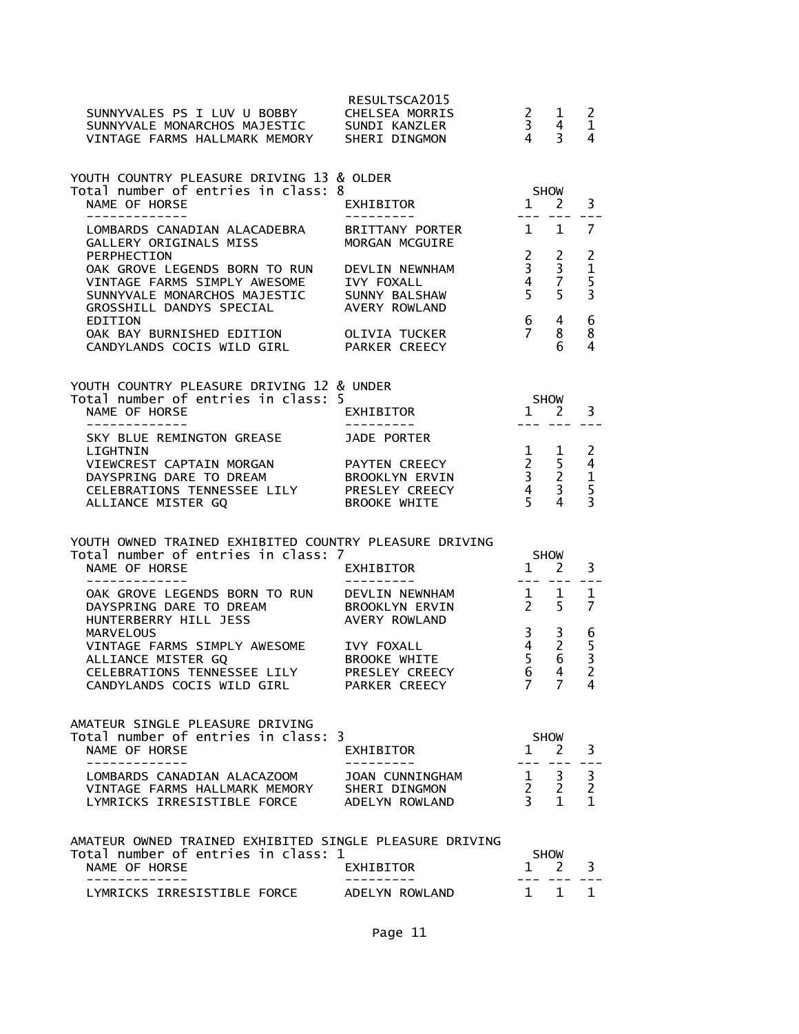RESULTSCA2015

| NAME OF HORSE | EXHIBITOR | 1 | 2 | 3 |
|---|---|---|---|---|
| SUNNYVALES PS I LUV U BOBBY | CHELSEA MORRIS | 2 | 1 | 2 |
| SUNNYVALE MONARCHOS MAJESTIC | SUNDI KANZLER | 3 | 4 | 1 |
| VINTAGE FARMS HALLMARK MEMORY | SHERI DINGMON | 4 | 3 | 4 |

## YOUTH COUNTRY PLEASURE DRIVING 13 & OLDER

Total number of entries in class: 8

| NAME OF HORSE | EXHIBITOR | SHOW 1 | 2 | 3 |
|---|---|---|---|---|
| LOMBARDS CANADIAN ALACADEBRA | BRITTANY PORTER | 1 | 1 | 7 |
| GALLERY ORIGINALS MISS PERPHECTION | MORGAN MCGUIRE | 2 | 2 | 2 |
| OAK GROVE LEGENDS BORN TO RUN | DEVLIN NEWNHAM | 3 | 3 | 1 |
| VINTAGE FARMS SIMPLY AWESOME | IVY FOXALL | 4 | 7 | 5 |
| SUNNYVALE MONARCHOS MAJESTIC | SUNNY BALSHAW | 5 | 5 | 3 |
| GROSSHILL DANDYS SPECIAL EDITION | AVERY ROWLAND | 6 | 4 | 6 |
| OAK BAY BURNISHED EDITION | OLIVIA TUCKER | 7 | 8 | 8 |
| CANDYLANDS COCIS WILD GIRL | PARKER CREECY | | 6 | 4 |

## YOUTH COUNTRY PLEASURE DRIVING 12 & UNDER

Total number of entries in class: 5

| NAME OF HORSE | EXHIBITOR | SHOW 1 | 2 | 3 |
|---|---|---|---|---|
| SKY BLUE REMINGTON GREASE LIGHTNIN | JADE PORTER | 1 | 1 | 2 |
| VIEWCREST CAPTAIN MORGAN | PAYTEN CREECY | 2 | 5 | 4 |
| DAYSPRING DARE TO DREAM | BROOKLYN ERVIN | 3 | 2 | 1 |
| CELEBRATIONS TENNESSEE LILY | PRESLEY CREECY | 4 | 3 | 5 |
| ALLIANCE MISTER GQ | BROOKE WHITE | 5 | 4 | 3 |

## YOUTH OWNED TRAINED EXHIBITED COUNTRY PLEASURE DRIVING

Total number of entries in class: 7

| NAME OF HORSE | EXHIBITOR | SHOW 1 | 2 | 3 |
|---|---|---|---|---|
| OAK GROVE LEGENDS BORN TO RUN | DEVLIN NEWNHAM | 1 | 1 | 1 |
| DAYSPRING DARE TO DREAM | BROOKLYN ERVIN | 2 | 5 | 7 |
| HUNTERBERRY HILL JESS MARVELOUS | AVERY ROWLAND | 3 | 3 | 6 |
| VINTAGE FARMS SIMPLY AWESOME | IVY FOXALL | 4 | 2 | 5 |
| ALLIANCE MISTER GQ | BROOKE WHITE | 5 | 6 | 3 |
| CELEBRATIONS TENNESSEE LILY | PRESLEY CREECY | 6 | 4 | 2 |
| CANDYLANDS COCIS WILD GIRL | PARKER CREECY | 7 | 7 | 4 |

## AMATEUR SINGLE PLEASURE DRIVING

Total number of entries in class: 3

| NAME OF HORSE | EXHIBITOR | SHOW 1 | 2 | 3 |
|---|---|---|---|---|
| LOMBARDS CANADIAN ALACAZOOM | JOAN CUNNINGHAM | 1 | 3 | 3 |
| VINTAGE FARMS HALLMARK MEMORY | SHERI DINGMON | 2 | 2 | 2 |
| LYMRICKS IRRESISTIBLE FORCE | ADELYN ROWLAND | 3 | 1 | 1 |

## AMATEUR OWNED TRAINED EXHIBITED SINGLE PLEASURE DRIVING

Total number of entries in class: 1

| NAME OF HORSE | EXHIBITOR | SHOW 1 | 2 | 3 |
|---|---|---|---|---|
| LYMRICKS IRRESISTIBLE FORCE | ADELYN ROWLAND | 1 | 1 | 1 |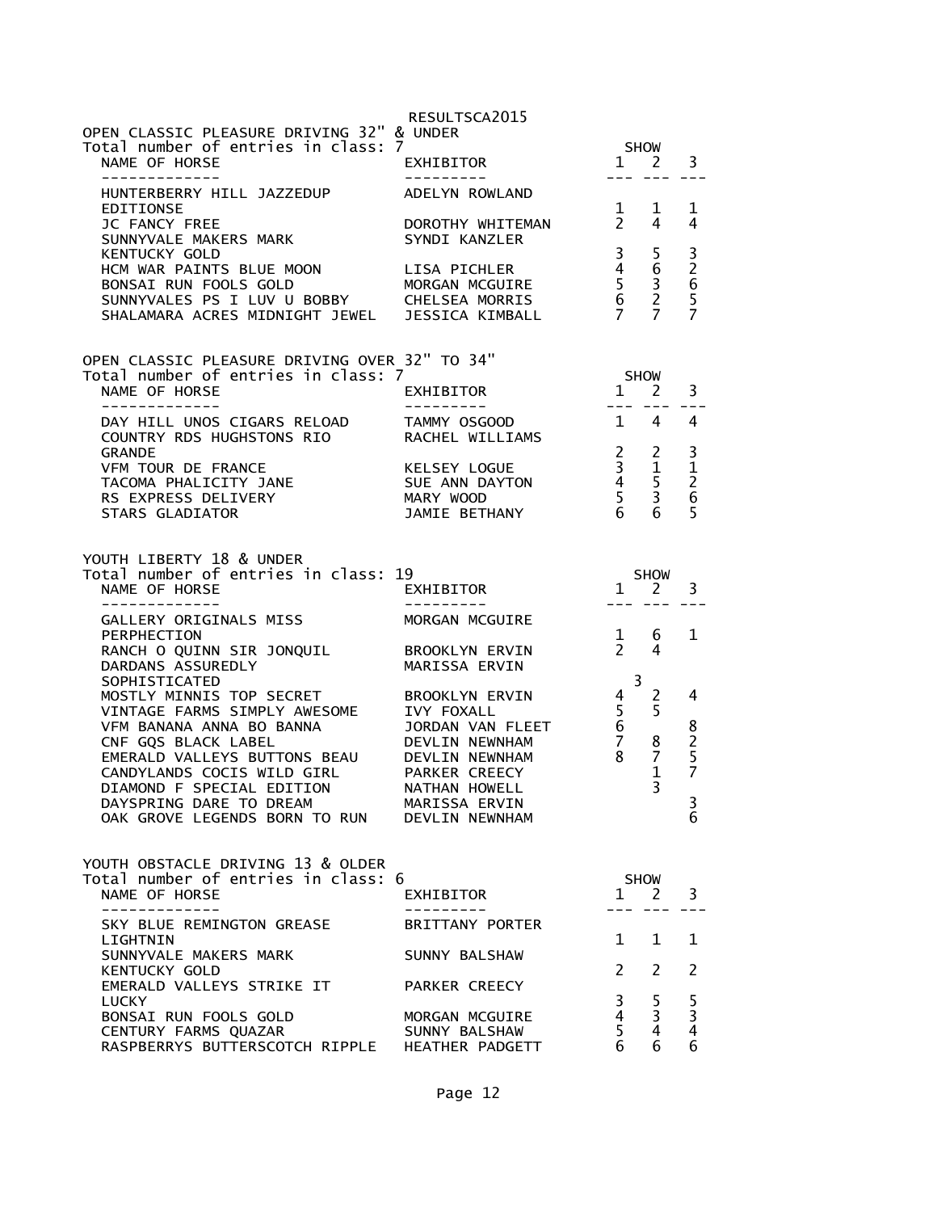## OPEN CLASSIC PLEASURE DRIVING 32" & UNDER

Total number of entries in class: 7

| NAME OF HORSE | EXHIBITOR | SHOW 1 | SHOW 2 | SHOW 3 |
|---|---|---|---|---|
| HUNTERBERRY HILL JAZZEDUP EDITIONSE | ADELYN ROWLAND | 1 | 1 | 1 |
| JC FANCY FREE | DOROTHY WHITEMAN | 2 | 4 | 4 |
| SUNNYVALE MAKERS MARK KENTUCKY GOLD | SYNDI KANZLER | 3 | 5 | 3 |
| HCM WAR PAINTS BLUE MOON | LISA PICHLER | 4 | 6 | 2 |
| BONSAI RUN FOOLS GOLD | MORGAN MCGUIRE | 5 | 3 | 6 |
| SUNNYVALES PS I LUV U BOBBY | CHELSEA MORRIS | 6 | 2 | 5 |
| SHALAMARA ACRES MIDNIGHT JEWEL | JESSICA KIMBALL | 7 | 7 | 7 |

## OPEN CLASSIC PLEASURE DRIVING OVER 32" TO 34"

Total number of entries in class: 7

| NAME OF HORSE | EXHIBITOR | SHOW 1 | SHOW 2 | SHOW 3 |
|---|---|---|---|---|
| DAY HILL UNOS CIGARS RELOAD | TAMMY OSGOOD | 1 | 4 | 4 |
| COUNTRY RDS HUGHSTONS RIO GRANDE | RACHEL WILLIAMS | 2 | 2 | 3 |
| VFM TOUR DE FRANCE | KELSEY LOGUE | 3 | 1 | 1 |
| TACOMA PHALICITY JANE | SUE ANN DAYTON | 4 | 5 | 2 |
| RS EXPRESS DELIVERY | MARY WOOD | 5 | 3 | 6 |
| STARS GLADIATOR | JAMIE BETHANY | 6 | 6 | 5 |

## YOUTH LIBERTY 18 & UNDER

Total number of entries in class: 19

| NAME OF HORSE | EXHIBITOR | SHOW 1 | SHOW 2 | SHOW 3 |
|---|---|---|---|---|
| GALLERY ORIGINALS MISS PERPHECTION | MORGAN MCGUIRE | 1 | 6 | 1 |
| RANCH O QUINN SIR JONQUIL | BROOKLYN ERVIN | 2 | 4 | |
| DARDANS ASSUREDLY SOPHISTICATED | MARISSA ERVIN | 3 | | |
| MOSTLY MINNIS TOP SECRET | BROOKLYN ERVIN | 4 | 2 | 4 |
| VINTAGE FARMS SIMPLY AWESOME | IVY FOXALL | 5 | 5 | |
| VFM BANANA ANNA BO BANNA | JORDAN VAN FLEET | 6 | | 8 |
| CNF GQS BLACK LABEL | DEVLIN NEWNHAM | 7 | 8 | 2 |
| EMERALD VALLEYS BUTTONS BEAU | DEVLIN NEWNHAM | 8 | 7 | 5 |
| CANDYLANDS COCIS WILD GIRL | PARKER CREECY | | 1 | 7 |
| DIAMOND F SPECIAL EDITION | NATHAN HOWELL | | 3 | |
| DAYSPRING DARE TO DREAM | MARISSA ERVIN | | | 3 |
| OAK GROVE LEGENDS BORN TO RUN | DEVLIN NEWNHAM | | | 6 |

## YOUTH OBSTACLE DRIVING 13 & OLDER

Total number of entries in class: 6

| NAME OF HORSE | EXHIBITOR | SHOW 1 | SHOW 2 | SHOW 3 |
|---|---|---|---|---|
| SKY BLUE REMINGTON GREASE LIGHTNIN | BRITTANY PORTER | 1 | 1 | 1 |
| SUNNYVALE MAKERS MARK KENTUCKY GOLD | SUNNY BALSHAW | 2 | 2 | 2 |
| EMERALD VALLEYS STRIKE IT LUCKY | PARKER CREECY | 3 | 5 | 5 |
| BONSAI RUN FOOLS GOLD | MORGAN MCGUIRE | 4 | 3 | 3 |
| CENTURY FARMS QUAZAR | SUNNY BALSHAW | 5 | 4 | 4 |
| RASPBERRYS BUTTERSCOTCH RIPPLE | HEATHER PADGETT | 6 | 6 | 6 |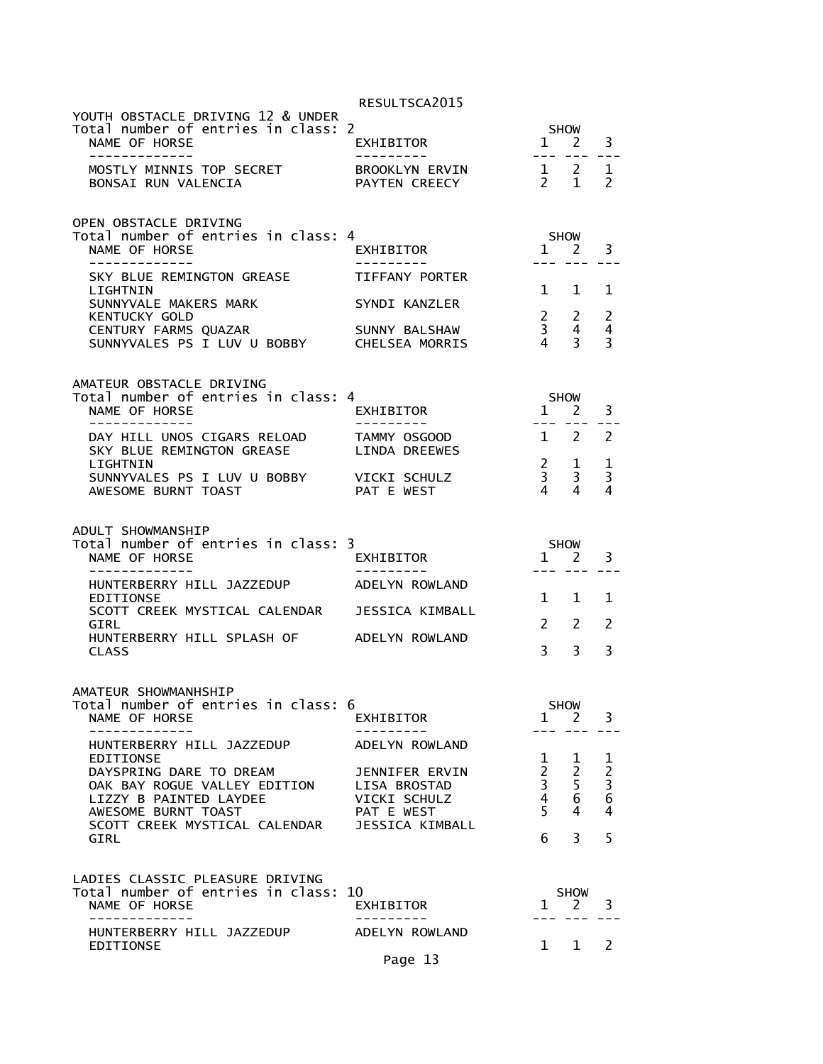## YOUTH OBSTACLE DRIVING 12 & UNDER

Total number of entries in class: 2

| NAME OF HORSE | EXHIBITOR | SHOW 1 | SHOW 2 | SHOW 3 |
|---|---|---|---|---|
| MOSTLY MINNIS TOP SECRET | BROOKLYN ERVIN | 1 | 2 | 1 |
| BONSAI RUN VALENCIA | PAYTEN CREECY | 2 | 1 | 2 |

## OPEN OBSTACLE DRIVING

Total number of entries in class: 4

| NAME OF HORSE | EXHIBITOR | SHOW 1 | SHOW 2 | SHOW 3 |
|---|---|---|---|---|
| SKY BLUE REMINGTON GREASE LIGHTNIN | TIFFANY PORTER | 1 | 1 | 1 |
| SUNNYVALE MAKERS MARK KENTUCKY GOLD | SYNDI KANZLER | 2 | 2 | 2 |
| CENTURY FARMS QUAZAR | SUNNY BALSHAW | 3 | 4 | 4 |
| SUNNYVALES PS I LUV U BOBBY | CHELSEA MORRIS | 4 | 3 | 3 |

## AMATEUR OBSTACLE DRIVING

Total number of entries in class: 4

| NAME OF HORSE | EXHIBITOR | SHOW 1 | SHOW 2 | SHOW 3 |
|---|---|---|---|---|
| DAY HILL UNOS CIGARS RELOAD | TAMMY OSGOOD | 1 | 2 | 2 |
| SKY BLUE REMINGTON GREASE LIGHTNIN | LINDA DREEWES | 2 | 1 | 1 |
| SUNNYVALES PS I LUV U BOBBY | VICKI SCHULZ | 3 | 3 | 3 |
| AWESOME BURNT TOAST | PAT E WEST | 4 | 4 | 4 |

## ADULT SHOWMANSHIP

Total number of entries in class: 3

| NAME OF HORSE | EXHIBITOR | SHOW 1 | SHOW 2 | SHOW 3 |
|---|---|---|---|---|
| HUNTERBERRY HILL JAZZEDUP EDITIONSE | ADELYN ROWLAND | 1 | 1 | 1 |
| SCOTT CREEK MYSTICAL CALENDAR GIRL | JESSICA KIMBALL | 2 | 2 | 2 |
| HUNTERBERRY HILL SPLASH OF CLASS | ADELYN ROWLAND | 3 | 3 | 3 |

## AMATEUR SHOWMANHSHIP

Total number of entries in class: 6

| NAME OF HORSE | EXHIBITOR | SHOW 1 | SHOW 2 | SHOW 3 |
|---|---|---|---|---|
| HUNTERBERRY HILL JAZZEDUP EDITIONSE | ADELYN ROWLAND | 1 | 1 | 1 |
| DAYSPRING DARE TO DREAM | JENNIFER ERVIN | 2 | 2 | 2 |
| OAK BAY ROGUE VALLEY EDITION | LISA BROSTAD | 3 | 5 | 3 |
| LIZZY B PAINTED LAYDEE | VICKI SCHULZ | 4 | 6 | 6 |
| AWESOME BURNT TOAST | PAT E WEST | 5 | 4 | 4 |
| SCOTT CREEK MYSTICAL CALENDAR GIRL | JESSICA KIMBALL | 6 | 3 | 5 |

## LADIES CLASSIC PLEASURE DRIVING

Total number of entries in class: 10

| NAME OF HORSE | EXHIBITOR | SHOW 1 | SHOW 2 | SHOW 3 |
|---|---|---|---|---|
| HUNTERBERRY HILL JAZZEDUP EDITIONSE | ADELYN ROWLAND | 1 | 1 | 2 |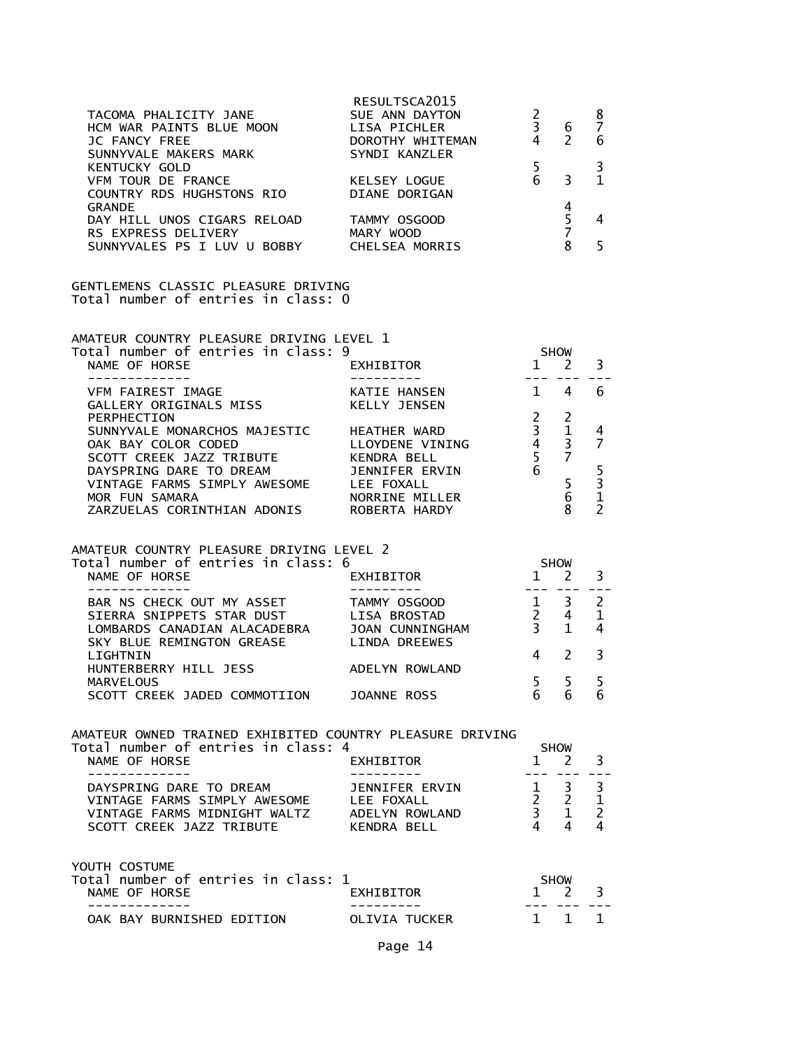| | | | | |
|---|---|---|---|---|
| TACOMA PHALICITY JANE | SUE ANN DAYTON | 2 | | 8 |
| HCM WAR PAINTS BLUE MOON | LISA PICHLER | 3 | 6 | 7 |
| JC FANCY FREE | DOROTHY WHITEMAN | 4 | 2 | 6 |
| SUNNYVALE MAKERS MARK KENTUCKY GOLD | SYNDI KANZLER | 5 | | 3 |
| VFM TOUR DE FRANCE | KELSEY LOGUE | 6 | 3 | 1 |
| COUNTRY RDS HUGHSTONS RIO GRANDE | DIANE DORIGAN | | 4 | |
| DAY HILL UNOS CIGARS RELOAD | TAMMY OSGOOD | | 5 | 4 |
| RS EXPRESS DELIVERY | MARY WOOD | | 7 | |
| SUNNYVALES PS I LUV U BOBBY | CHELSEA MORRIS | | 8 | 5 |

GENTLEMENS CLASSIC PLEASURE DRIVING
Total number of entries in class: 0

AMATEUR COUNTRY PLEASURE DRIVING LEVEL 1
Total number of entries in class: 9

| NAME OF HORSE | EXHIBITOR | SHOW 1 | 2 | 3 |
|---|---|---|---|---|
| VFM FAIREST IMAGE | KATIE HANSEN | 1 | 4 | 6 |
| GALLERY ORIGINALS MISS PERPHECTION | KELLY JENSEN | 2 | 2 | |
| SUNNYVALE MONARCHOS MAJESTIC | HEATHER WARD | 3 | 1 | 4 |
| OAK BAY COLOR CODED | LLOYDENE VINING | 4 | 3 | 7 |
| SCOTT CREEK JAZZ TRIBUTE | KENDRA BELL | 5 | 7 | |
| DAYSPRING DARE TO DREAM | JENNIFER ERVIN | 6 | | 5 |
| VINTAGE FARMS SIMPLY AWESOME | LEE FOXALL | | 5 | 3 |
| MOR FUN SAMARA | NORRINE MILLER | | 6 | 1 |
| ZARZUELAS CORINTHIAN ADONIS | ROBERTA HARDY | | 8 | 2 |

AMATEUR COUNTRY PLEASURE DRIVING LEVEL 2
Total number of entries in class: 6

| NAME OF HORSE | EXHIBITOR | SHOW 1 | 2 | 3 |
|---|---|---|---|---|
| BAR NS CHECK OUT MY ASSET | TAMMY OSGOOD | 1 | 3 | 2 |
| SIERRA SNIPPETS STAR DUST | LISA BROSTAD | 2 | 4 | 1 |
| LOMBARDS CANADIAN ALACADEBRA | JOAN CUNNINGHAM | 3 | 1 | 4 |
| SKY BLUE REMINGTON GREASE LIGHTNIN | LINDA DREEWES | 4 | 2 | 3 |
| HUNTERBERRY HILL JESS MARVELOUS | ADELYN ROWLAND | 5 | 5 | 5 |
| SCOTT CREEK JADED COMMOTIION | JOANNE ROSS | 6 | 6 | 6 |

AMATEUR OWNED TRAINED EXHIBITED COUNTRY PLEASURE DRIVING
Total number of entries in class: 4

| NAME OF HORSE | EXHIBITOR | SHOW 1 | 2 | 3 |
|---|---|---|---|---|
| DAYSPRING DARE TO DREAM | JENNIFER ERVIN | 1 | 3 | 3 |
| VINTAGE FARMS SIMPLY AWESOME | LEE FOXALL | 2 | 2 | 1 |
| VINTAGE FARMS MIDNIGHT WALTZ | ADELYN ROWLAND | 3 | 1 | 2 |
| SCOTT CREEK JAZZ TRIBUTE | KENDRA BELL | 4 | 4 | 4 |

YOUTH COSTUME
Total number of entries in class: 1

| NAME OF HORSE | EXHIBITOR | SHOW 1 | 2 | 3 |
|---|---|---|---|---|
| OAK BAY BURNISHED EDITION | OLIVIA TUCKER | 1 | 1 | 1 |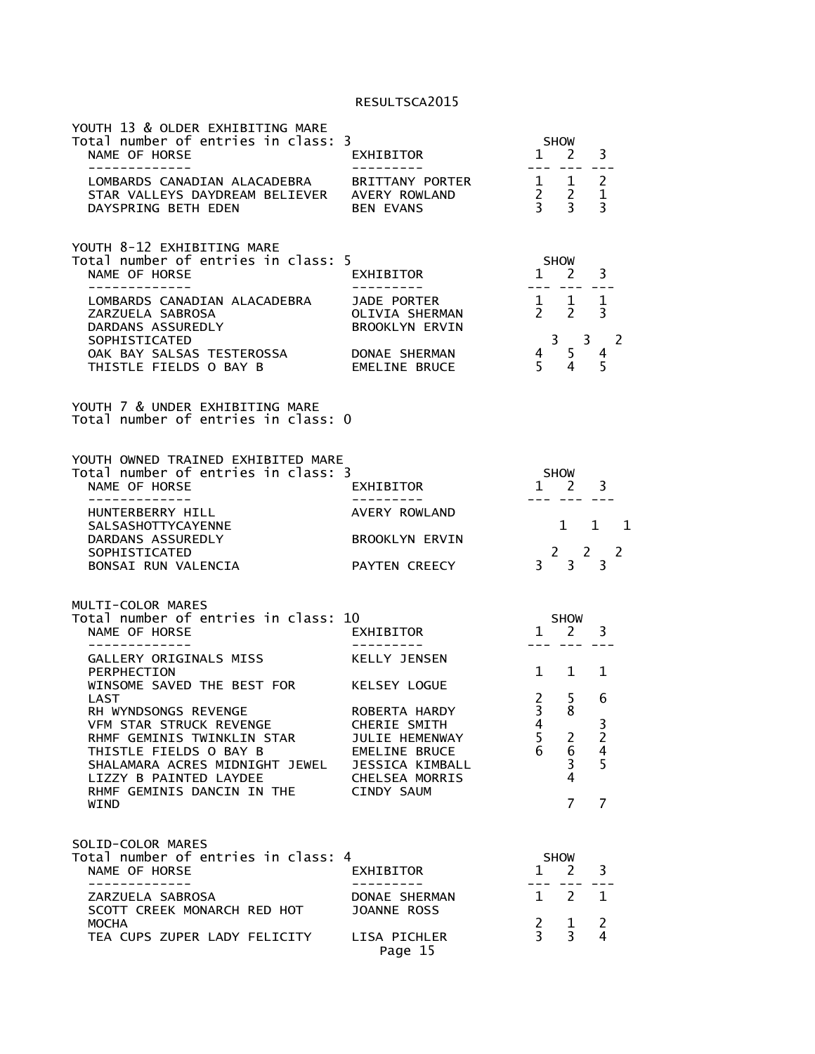## YOUTH 13 & OLDER EXHIBITING MARE

Total number of entries in class: 3

| NAME OF HORSE | EXHIBITOR | SHOW 1 | SHOW 2 | SHOW 3 |
|---|---|---|---|---|
| LOMBARDS CANADIAN ALACADEBRA | BRITTANY PORTER | 1 | 1 | 2 |
| STAR VALLEYS DAYDREAM BELIEVER | AVERY ROWLAND | 2 | 2 | 1 |
| DAYSPRING BETH EDEN | BEN EVANS | 3 | 3 | 3 |

## YOUTH 8-12 EXHIBITING MARE

Total number of entries in class: 5

| NAME OF HORSE | EXHIBITOR | SHOW 1 | SHOW 2 | SHOW 3 |
|---|---|---|---|---|
| LOMBARDS CANADIAN ALACADEBRA | JADE PORTER | 1 | 1 | 1 |
| ZARZUELA SABROSA | OLIVIA SHERMAN | 2 | 2 | 3 |
| DARDANS ASSUREDLY SOPHISTICATED | BROOKLYN ERVIN | 3 | 3 | 2 |
| OAK BAY SALSAS TESTEROSSA | DONAE SHERMAN | 4 | 5 | 4 |
| THISTLE FIELDS O BAY B | EMELINE BRUCE | 5 | 4 | 5 |

## YOUTH 7 & UNDER EXHIBITING MARE

Total number of entries in class: 0

## YOUTH OWNED TRAINED EXHIBITED MARE

Total number of entries in class: 3

| NAME OF HORSE | EXHIBITOR | SHOW 1 | SHOW 2 | SHOW 3 |
|---|---|---|---|---|
| HUNTERBERRY HILL SALSASHOTTYCAYENNE | AVERY ROWLAND | 1 | 1 | 1 |
| DARDANS ASSUREDLY SOPHISTICATED | BROOKLYN ERVIN | 2 | 2 | 2 |
| BONSAI RUN VALENCIA | PAYTEN CREECY | 3 | 3 | 3 |

## MULTI-COLOR MARES

Total number of entries in class: 10

| NAME OF HORSE | EXHIBITOR | SHOW 1 | SHOW 2 | SHOW 3 |
|---|---|---|---|---|
| GALLERY ORIGINALS MISS PERPHECTION | KELLY JENSEN | 1 | 1 | 1 |
| WINSOME SAVED THE BEST FOR LAST | KELSEY LOGUE | 2 | 5 | 6 |
| RH WYNDSONGS REVENGE | ROBERTA HARDY | 3 | 8 | |
| VFM STAR STRUCK REVENGE | CHERIE SMITH | 4 | | 3 |
| RHMF GEMINIS TWINKLIN STAR | JULIE HEMENWAY | 5 | 2 | 2 |
| THISTLE FIELDS O BAY B | EMELINE BRUCE | 6 | 6 | 4 |
| SHALAMARA ACRES MIDNIGHT JEWEL | JESSICA KIMBALL | | 3 | 5 |
| LIZZY B PAINTED LAYDEE | CHELSEA MORRIS | | 4 | |
| RHMF GEMINIS DANCIN IN THE WIND | CINDY SAUM | | 7 | 7 |

## SOLID-COLOR MARES

Total number of entries in class: 4

| NAME OF HORSE | EXHIBITOR | SHOW 1 | SHOW 2 | SHOW 3 |
|---|---|---|---|---|
| ZARZUELA SABROSA | DONAE SHERMAN | 1 | 2 | 1 |
| SCOTT CREEK MONARCH RED HOT MOCHA | JOANNE ROSS | 2 | 1 | 2 |
| TEA CUPS ZUPER LADY FELICITY | LISA PICHLER | 3 | 3 | 4 |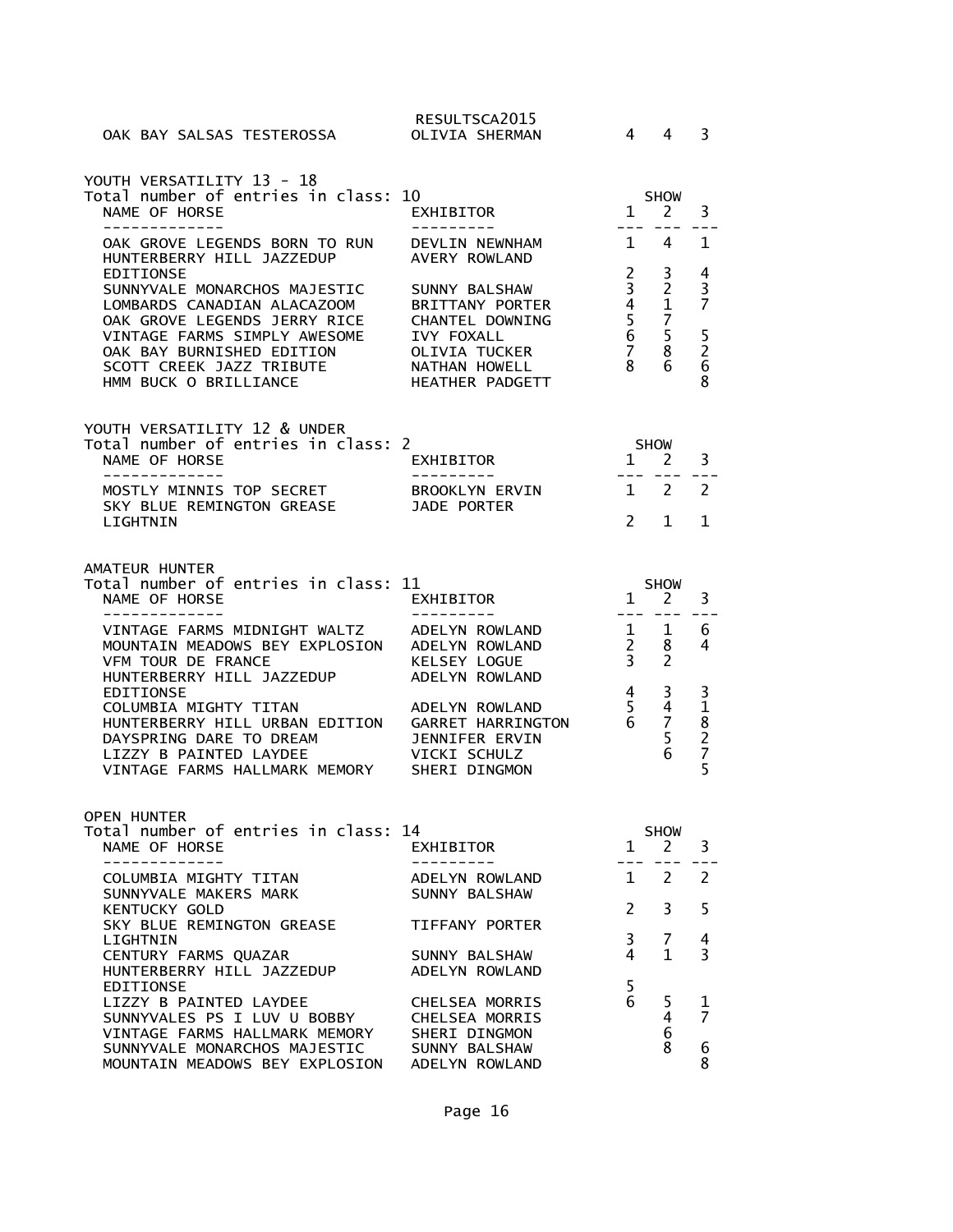| | | | | |
|---|---|---|---|---|
| OAK BAY SALSAS TESTEROSSA | OLIVIA SHERMAN | 4 | 4 | 3 |

YOUTH VERSATILITY 13 - 18
Total number of entries in class: 10

| NAME OF HORSE | EXHIBITOR | SHOW 1 | 2 | 3 |
|---|---|---|---|---|
| OAK GROVE LEGENDS BORN TO RUN | DEVLIN NEWNHAM | 1 | 4 | 1 |
| HUNTERBERRY HILL JAZZEDUP EDITIONSE | AVERY ROWLAND | 2 | 3 | 4 |
| SUNNYVALE MONARCHOS MAJESTIC | SUNNY BALSHAW | 3 | 2 | 3 |
| LOMBARDS CANADIAN ALACAZOOM | BRITTANY PORTER | 4 | 1 | 7 |
| OAK GROVE LEGENDS JERRY RICE | CHANTEL DOWNING | 5 | 7 | |
| VINTAGE FARMS SIMPLY AWESOME | IVY FOXALL | 6 | 5 | 5 |
| OAK BAY BURNISHED EDITION | OLIVIA TUCKER | 7 | 8 | 2 |
| SCOTT CREEK JAZZ TRIBUTE | NATHAN HOWELL | 8 | 6 | 6 |
| HMM BUCK O BRILLIANCE | HEATHER PADGETT | | | 8 |

YOUTH VERSATILITY 12 & UNDER
Total number of entries in class: 2

| NAME OF HORSE | EXHIBITOR | SHOW 1 | 2 | 3 |
|---|---|---|---|---|
| MOSTLY MINNIS TOP SECRET | BROOKLYN ERVIN | 1 | 2 | 2 |
| SKY BLUE REMINGTON GREASE LIGHTNIN | JADE PORTER | 2 | 1 | 1 |

AMATEUR HUNTER
Total number of entries in class: 11

| NAME OF HORSE | EXHIBITOR | SHOW 1 | 2 | 3 |
|---|---|---|---|---|
| VINTAGE FARMS MIDNIGHT WALTZ | ADELYN ROWLAND | 1 | 1 | 6 |
| MOUNTAIN MEADOWS BEY EXPLOSION | ADELYN ROWLAND | 2 | 8 | 4 |
| VFM TOUR DE FRANCE | KELSEY LOGUE | 3 | 2 | |
| HUNTERBERRY HILL JAZZEDUP EDITIONSE | ADELYN ROWLAND | 4 | 3 | 3 |
| COLUMBIA MIGHTY TITAN | ADELYN ROWLAND | 5 | 4 | 1 |
| HUNTERBERRY HILL URBAN EDITION | GARRET HARRINGTON | 6 | 7 | 8 |
| DAYSPRING DARE TO DREAM | JENNIFER ERVIN | | 5 | 2 |
| LIZZY B PAINTED LAYDEE | VICKI SCHULZ | | 6 | 7 |
| VINTAGE FARMS HALLMARK MEMORY | SHERI DINGMON | | | 5 |

OPEN HUNTER
Total number of entries in class: 14

| NAME OF HORSE | EXHIBITOR | SHOW 1 | 2 | 3 |
|---|---|---|---|---|
| COLUMBIA MIGHTY TITAN | ADELYN ROWLAND | 1 | 2 | 2 |
| SUNNYVALE MAKERS MARK KENTUCKY GOLD | SUNNY BALSHAW | 2 | 3 | 5 |
| SKY BLUE REMINGTON GREASE LIGHTNIN | TIFFANY PORTER | 3 | 7 | 4 |
| CENTURY FARMS QUAZAR | SUNNY BALSHAW | 4 | 1 | 3 |
| HUNTERBERRY HILL JAZZEDUP EDITIONSE | ADELYN ROWLAND | 5 | | |
| LIZZY B PAINTED LAYDEE | CHELSEA MORRIS | 6 | 5 | 1 |
| SUNNYVALES PS I LUV U BOBBY | CHELSEA MORRIS | | 4 | 7 |
| VINTAGE FARMS HALLMARK MEMORY | SHERI DINGMON | | 6 | |
| SUNNYVALE MONARCHOS MAJESTIC | SUNNY BALSHAW | | 8 | 6 |
| MOUNTAIN MEADOWS BEY EXPLOSION | ADELYN ROWLAND | | | 8 |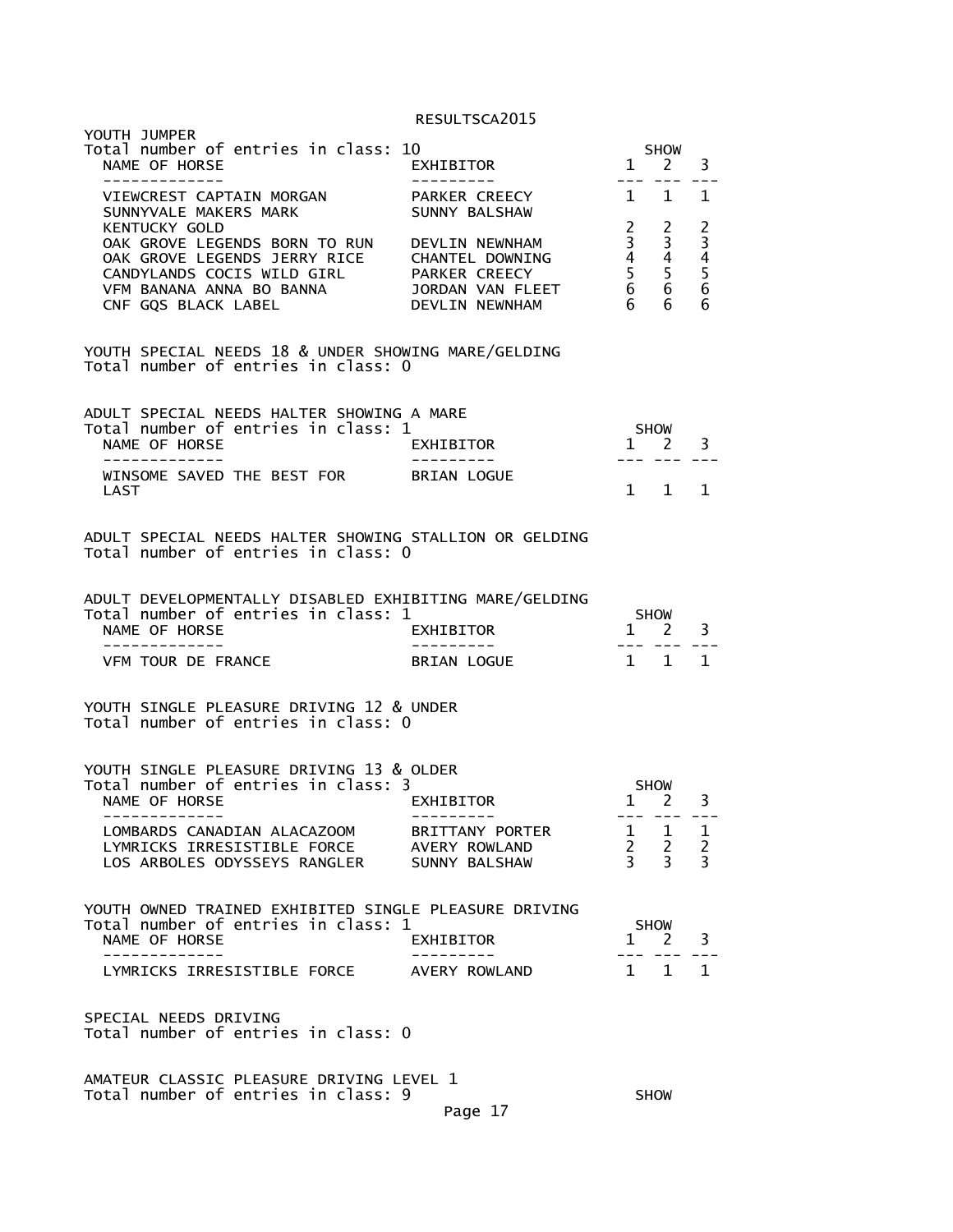YOUTH JUMPER
Total number of entries in class: 10

| NAME OF HORSE | EXHIBITOR | SHOW 1 | SHOW 2 | SHOW 3 |
| --- | --- | --- | --- | --- |
| VIEWCREST CAPTAIN MORGAN | PARKER CREECY | 1 | 1 | 1 |
| SUNNYVALE MAKERS MARK KENTUCKY GOLD | SUNNY BALSHAW | 2 | 2 | 2 |
| OAK GROVE LEGENDS BORN TO RUN | DEVLIN NEWNHAM | 3 | 3 | 3 |
| OAK GROVE LEGENDS JERRY RICE | CHANTEL DOWNING | 4 | 4 | 4 |
| CANDYLANDS COCIS WILD GIRL | PARKER CREECY | 5 | 5 | 5 |
| VFM BANANA ANNA BO BANNA | JORDAN VAN FLEET | 6 | 6 | 6 |
| CNF GQS BLACK LABEL | DEVLIN NEWNHAM | 6 | 6 | 6 |

YOUTH SPECIAL NEEDS 18 & UNDER SHOWING MARE/GELDING
Total number of entries in class: 0

ADULT SPECIAL NEEDS HALTER SHOWING A MARE
Total number of entries in class: 1

| NAME OF HORSE | EXHIBITOR | SHOW 1 | SHOW 2 | SHOW 3 |
| --- | --- | --- | --- | --- |
| WINSOME SAVED THE BEST FOR LAST | BRIAN LOGUE | 1 | 1 | 1 |

ADULT SPECIAL NEEDS HALTER SHOWING STALLION OR GELDING
Total number of entries in class: 0

ADULT DEVELOPMENTALLY DISABLED EXHIBITING MARE/GELDING
Total number of entries in class: 1

| NAME OF HORSE | EXHIBITOR | SHOW 1 | SHOW 2 | SHOW 3 |
| --- | --- | --- | --- | --- |
| VFM TOUR DE FRANCE | BRIAN LOGUE | 1 | 1 | 1 |

YOUTH SINGLE PLEASURE DRIVING 12 & UNDER
Total number of entries in class: 0

YOUTH SINGLE PLEASURE DRIVING 13 & OLDER
Total number of entries in class: 3

| NAME OF HORSE | EXHIBITOR | SHOW 1 | SHOW 2 | SHOW 3 |
| --- | --- | --- | --- | --- |
| LOMBARDS CANADIAN ALACAZOOM | BRITTANY PORTER | 1 | 1 | 1 |
| LYMRICKS IRRESISTIBLE FORCE | AVERY ROWLAND | 2 | 2 | 2 |
| LOS ARBOLES ODYSSEYS RANGLER | SUNNY BALSHAW | 3 | 3 | 3 |

YOUTH OWNED TRAINED EXHIBITED SINGLE PLEASURE DRIVING
Total number of entries in class: 1

| NAME OF HORSE | EXHIBITOR | SHOW 1 | SHOW 2 | SHOW 3 |
| --- | --- | --- | --- | --- |
| LYMRICKS IRRESISTIBLE FORCE | AVERY ROWLAND | 1 | 1 | 1 |

SPECIAL NEEDS DRIVING
Total number of entries in class: 0

AMATEUR CLASSIC PLEASURE DRIVING LEVEL 1
Total number of entries in class: 9 SHOW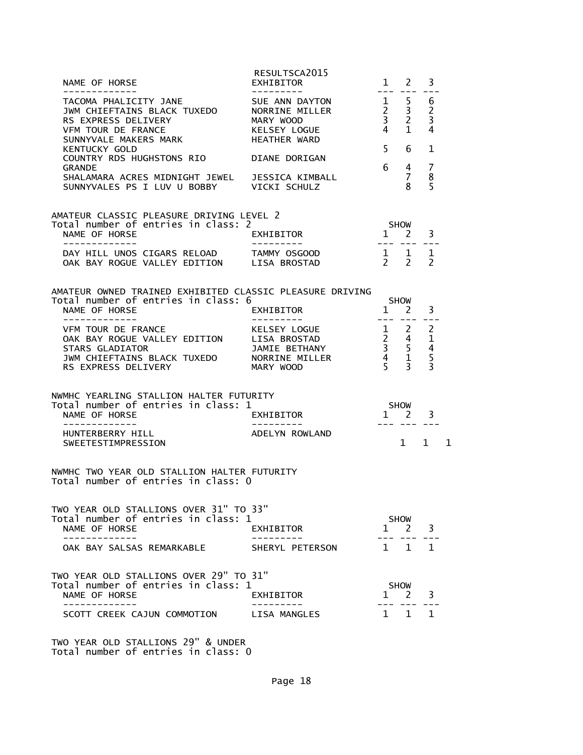RESULTSCA2015

| NAME OF HORSE | EXHIBITOR | 1 | 2 | 3 |
|---|---|---|---|---|
| TACOMA PHALICITY JANE | SUE ANN DAYTON | 1 | 5 | 6 |
| JWM CHIEFTAINS BLACK TUXEDO | NORRINE MILLER | 2 | 3 | 2 |
| RS EXPRESS DELIVERY | MARY WOOD | 3 | 2 | 3 |
| VFM TOUR DE FRANCE | KELSEY LOGUE | 4 | 1 | 4 |
| SUNNYVALE MAKERS MARK KENTUCKY GOLD | HEATHER WARD | 5 | 6 | 1 |
| COUNTRY RDS HUGHSTONS RIO GRANDE | DIANE DORIGAN | 6 | 4 | 7 |
| SHALAMARA ACRES MIDNIGHT JEWEL | JESSICA KIMBALL | | 7 | 8 |
| SUNNYVALES PS I LUV U BOBBY | VICKI SCHULZ | | 8 | 5 |

AMATEUR CLASSIC PLEASURE DRIVING LEVEL 2
Total number of entries in class: 2

| NAME OF HORSE | EXHIBITOR | SHOW 1 | 2 | 3 |
|---|---|---|---|---|
| DAY HILL UNOS CIGARS RELOAD | TAMMY OSGOOD | 1 | 1 | 1 |
| OAK BAY ROGUE VALLEY EDITION | LISA BROSTAD | 2 | 2 | 2 |

AMATEUR OWNED TRAINED EXHIBITED CLASSIC PLEASURE DRIVING
Total number of entries in class: 6

| NAME OF HORSE | EXHIBITOR | SHOW 1 | 2 | 3 |
|---|---|---|---|---|
| VFM TOUR DE FRANCE | KELSEY LOGUE | 1 | 2 | 2 |
| OAK BAY ROGUE VALLEY EDITION | LISA BROSTAD | 2 | 4 | 1 |
| STARS GLADIATOR | JAMIE BETHANY | 3 | 5 | 4 |
| JWM CHIEFTAINS BLACK TUXEDO | NORRINE MILLER | 4 | 1 | 5 |
| RS EXPRESS DELIVERY | MARY WOOD | 5 | 3 | 3 |

NWMHC YEARLING STALLION HALTER FUTURITY
Total number of entries in class: 1

| NAME OF HORSE | EXHIBITOR | SHOW 1 | 2 | 3 |
|---|---|---|---|---|
| HUNTERBERRY HILL SWEETESTIMPRESSION | ADELYN ROWLAND | 1 | 1 | 1 |

NWMHC TWO YEAR OLD STALLION HALTER FUTURITY
Total number of entries in class: 0

TWO YEAR OLD STALLIONS OVER 31" TO 33"
Total number of entries in class: 1

| NAME OF HORSE | EXHIBITOR | SHOW 1 | 2 | 3 |
|---|---|---|---|---|
| OAK BAY SALSAS REMARKABLE | SHERYL PETERSON | 1 | 1 | 1 |

TWO YEAR OLD STALLIONS OVER 29" TO 31"
Total number of entries in class: 1

| NAME OF HORSE | EXHIBITOR | SHOW 1 | 2 | 3 |
|---|---|---|---|---|
| SCOTT CREEK CAJUN COMMOTION | LISA MANGLES | 1 | 1 | 1 |

TWO YEAR OLD STALLIONS 29" & UNDER
Total number of entries in class: 0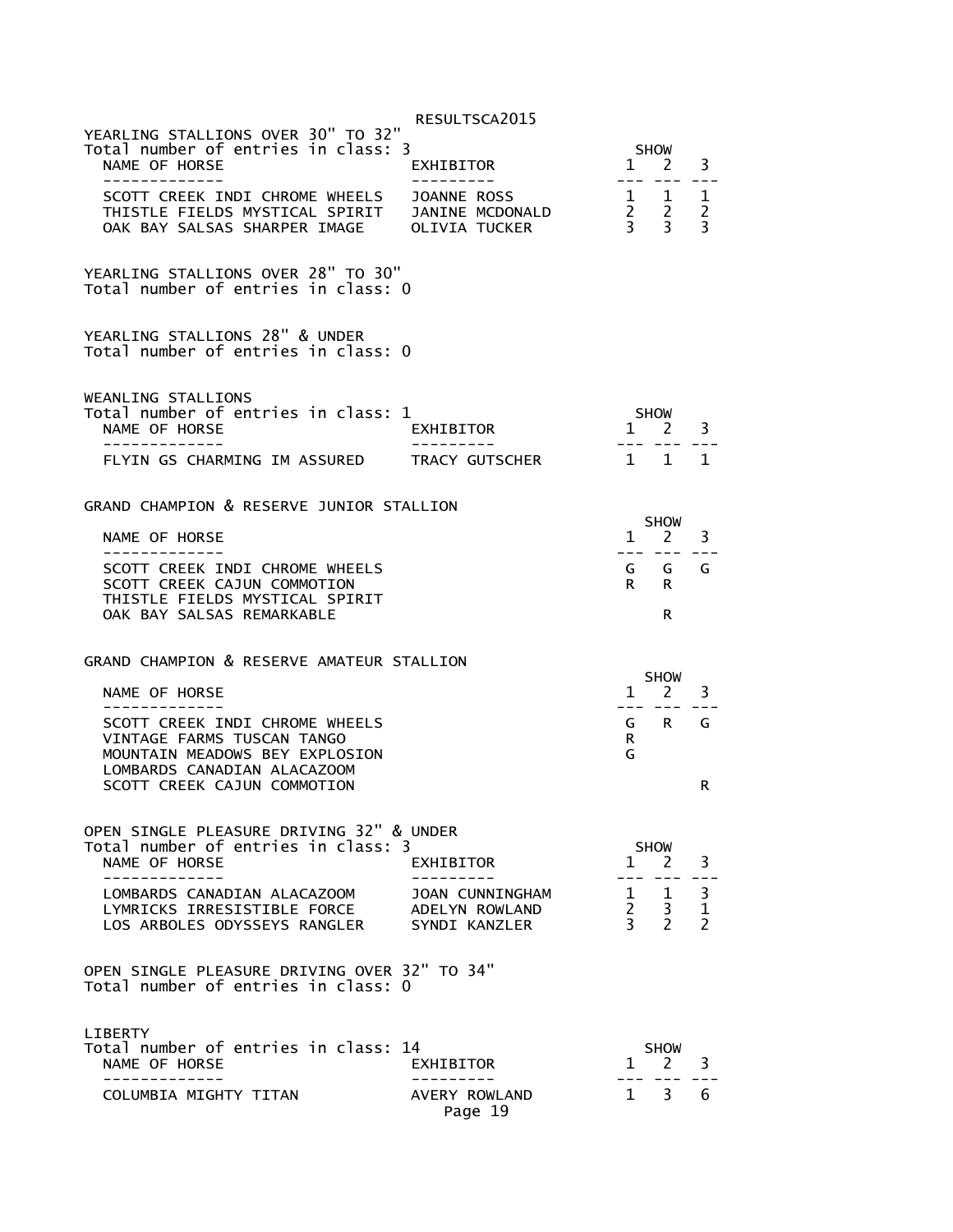## YEARLING STALLIONS OVER 30" TO 32"

Total number of entries in class: 3

| NAME OF HORSE | EXHIBITOR | SHOW 1 | 2 | 3 |
|---|---|---|---|---|
| SCOTT CREEK INDI CHROME WHEELS | JOANNE ROSS | 1 | 1 | 1 |
| THISTLE FIELDS MYSTICAL SPIRIT | JANINE MCDONALD | 2 | 2 | 2 |
| OAK BAY SALSAS SHARPER IMAGE | OLIVIA TUCKER | 3 | 3 | 3 |

## YEARLING STALLIONS OVER 28" TO 30"

Total number of entries in class: 0

## YEARLING STALLIONS 28" & UNDER

Total number of entries in class: 0

## WEANLING STALLIONS

Total number of entries in class: 1

| NAME OF HORSE | EXHIBITOR | SHOW 1 | 2 | 3 |
|---|---|---|---|---|
| FLYIN GS CHARMING IM ASSURED | TRACY GUTSCHER | 1 | 1 | 1 |

## GRAND CHAMPION & RESERVE JUNIOR STALLION

| NAME OF HORSE | SHOW 1 | 2 | 3 |
|---|---|---|---|
| SCOTT CREEK INDI CHROME WHEELS | G | G | G |
| SCOTT CREEK CAJUN COMMOTION | R | R | |
| THISTLE FIELDS MYSTICAL SPIRIT | | | |
| OAK BAY SALSAS REMARKABLE | | R | |

## GRAND CHAMPION & RESERVE AMATEUR STALLION

| NAME OF HORSE | SHOW 1 | 2 | 3 |
|---|---|---|---|
| SCOTT CREEK INDI CHROME WHEELS | G | R | G |
| VINTAGE FARMS TUSCAN TANGO | R | | |
| MOUNTAIN MEADOWS BEY EXPLOSION | G | | |
| LOMBARDS CANADIAN ALACAZOOM | | | |
| SCOTT CREEK CAJUN COMMOTION | | | R |

## OPEN SINGLE PLEASURE DRIVING 32" & UNDER

Total number of entries in class: 3

| NAME OF HORSE | EXHIBITOR | SHOW 1 | 2 | 3 |
|---|---|---|---|---|
| LOMBARDS CANADIAN ALACAZOOM | JOAN CUNNINGHAM | 1 | 1 | 3 |
| LYMRICKS IRRESISTIBLE FORCE | ADELYN ROWLAND | 2 | 3 | 1 |
| LOS ARBOLES ODYSSEYS RANGLER | SYNDI KANZLER | 3 | 2 | 2 |

## OPEN SINGLE PLEASURE DRIVING OVER 32" TO 34"

Total number of entries in class: 0

## LIBERTY

Total number of entries in class: 14

| NAME OF HORSE | EXHIBITOR | SHOW 1 | 2 | 3 |
|---|---|---|---|---|
| COLUMBIA MIGHTY TITAN | AVERY ROWLAND | 1 | 3 | 6 |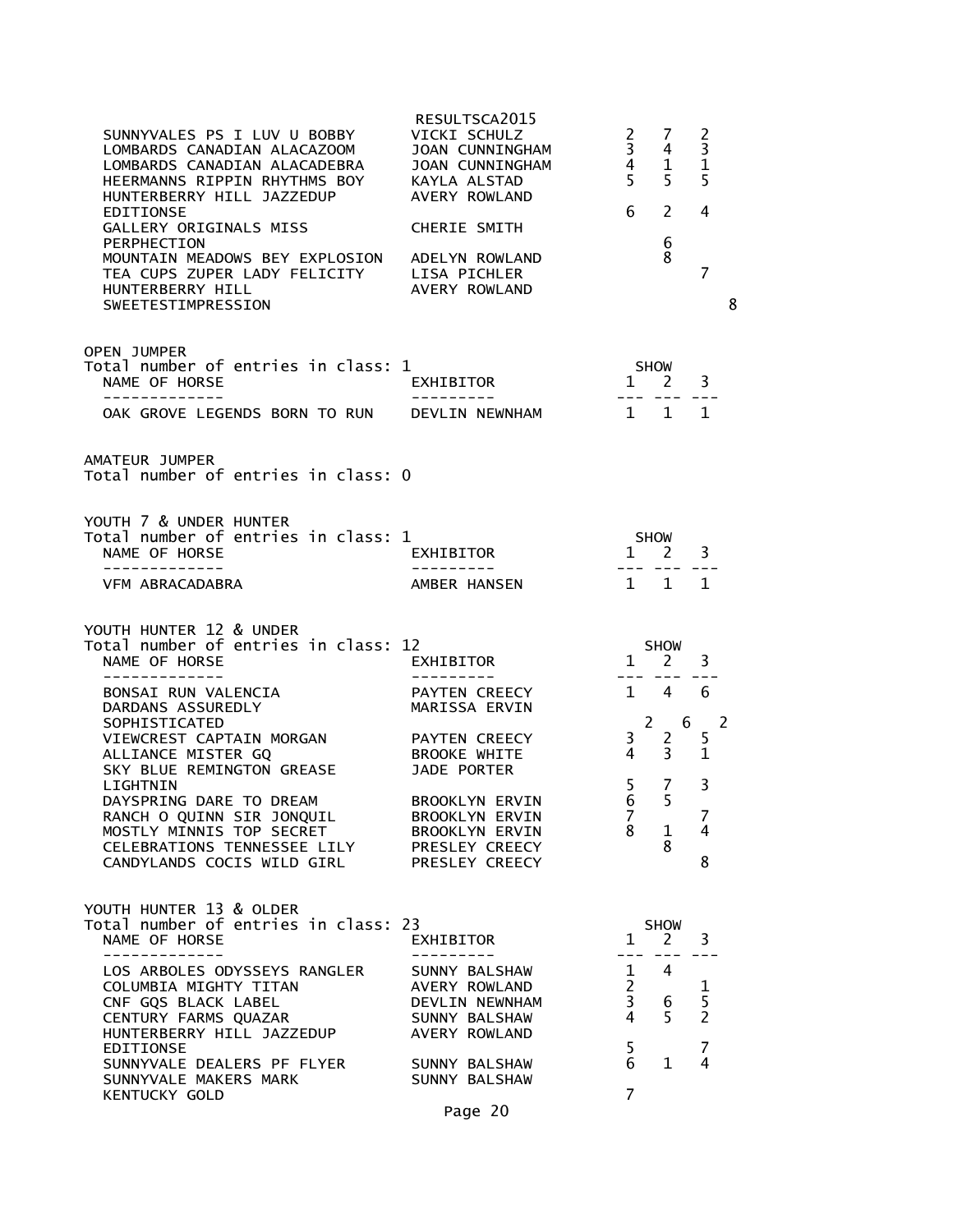| NAME OF HORSE | EXHIBITOR | SHOW 1 | SHOW 2 | SHOW 3 |
|---|---|---|---|---|
| SUNNYVALES PS I LUV U BOBBY | VICKI SCHULZ | 2 | 7 | 2 |
| LOMBARDS CANADIAN ALACAZOOM | JOAN CUNNINGHAM | 3 | 4 | 3 |
| LOMBARDS CANADIAN ALACADEBRA | JOAN CUNNINGHAM | 4 | 1 | 1 |
| HEERMANNS RIPPIN RHYTHMS BOY | KAYLA ALSTAD | 5 | 5 | 5 |
| HUNTERBERRY HILL JAZZEDUP EDITIONSE | AVERY ROWLAND | 6 | 2 | 4 |
| GALLERY ORIGINALS MISS PERPHECTION | CHERIE SMITH | | 6 | |
| MOUNTAIN MEADOWS BEY EXPLOSION | ADELYN ROWLAND | | 8 | |
| TEA CUPS ZUPER LADY FELICITY | LISA PICHLER | | | 7 |
| HUNTERBERRY HILL SWEETESTIMPRESSION | AVERY ROWLAND | | | 8 |

## OPEN JUMPER

Total number of entries in class: 1

| NAME OF HORSE | EXHIBITOR | SHOW 1 | SHOW 2 | SHOW 3 |
|---|---|---|---|---|
| OAK GROVE LEGENDS BORN TO RUN | DEVLIN NEWNHAM | 1 | 1 | 1 |

## AMATEUR JUMPER

Total number of entries in class: 0

## YOUTH 7 & UNDER HUNTER

Total number of entries in class: 1

| NAME OF HORSE | EXHIBITOR | SHOW 1 | SHOW 2 | SHOW 3 |
|---|---|---|---|---|
| VFM ABRACADABRA | AMBER HANSEN | 1 | 1 | 1 |

## YOUTH HUNTER 12 & UNDER

Total number of entries in class: 12

| NAME OF HORSE | EXHIBITOR | SHOW 1 | SHOW 2 | SHOW 3 |
|---|---|---|---|---|
| BONSAI RUN VALENCIA | PAYTEN CREECY | 1 | 4 | 6 |
| DARDANS ASSUREDLY SOPHISTICATED | MARISSA ERVIN | 2 | 6 | 2 |
| VIEWCREST CAPTAIN MORGAN | PAYTEN CREECY | 3 | 2 | 5 |
| ALLIANCE MISTER GQ | BROOKE WHITE | 4 | 3 | 1 |
| SKY BLUE REMINGTON GREASE LIGHTNIN | JADE PORTER | 5 | 7 | 3 |
| DAYSPRING DARE TO DREAM | BROOKLYN ERVIN | 6 | 5 | |
| RANCH O QUINN SIR JONQUIL | BROOKLYN ERVIN | 7 | | 7 |
| MOSTLY MINNIS TOP SECRET | BROOKLYN ERVIN | 8 | 1 | 4 |
| CELEBRATIONS TENNESSEE LILY | PRESLEY CREECY | | 8 | |
| CANDYLANDS COCIS WILD GIRL | PRESLEY CREECY | | | 8 |

## YOUTH HUNTER 13 & OLDER

Total number of entries in class: 23

| NAME OF HORSE | EXHIBITOR | SHOW 1 | SHOW 2 | SHOW 3 |
|---|---|---|---|---|
| LOS ARBOLES ODYSSEYS RANGLER | SUNNY BALSHAW | 1 | 4 | |
| COLUMBIA MIGHTY TITAN | AVERY ROWLAND | 2 | | 1 |
| CNF GQS BLACK LABEL | DEVLIN NEWNHAM | 3 | 6 | 5 |
| CENTURY FARMS QUAZAR | SUNNY BALSHAW | 4 | 5 | 2 |
| HUNTERBERRY HILL JAZZEDUP EDITIONSE | AVERY ROWLAND | 5 | | 7 |
| SUNNYVALE DEALERS PF FLYER | SUNNY BALSHAW | 6 | 1 | 4 |
| SUNNYVALE MAKERS MARK KENTUCKY GOLD | SUNNY BALSHAW | 7 | | |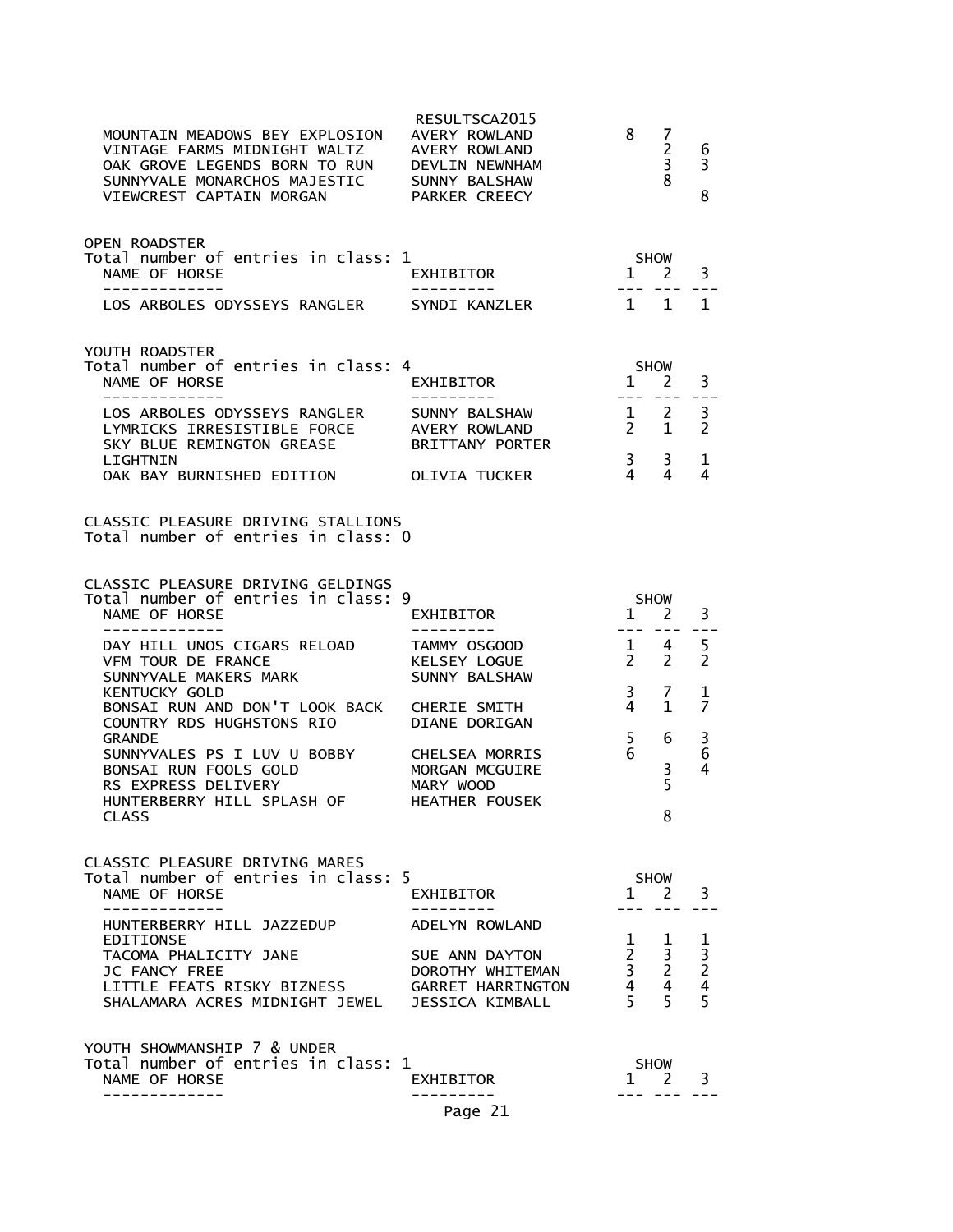| NAME OF HORSE | EXHIBITOR | 1 | 2 | 3 |
|---|---|---|---|---|
| MOUNTAIN MEADOWS BEY EXPLOSION | AVERY ROWLAND | 8 | 7 | |
| VINTAGE FARMS MIDNIGHT WALTZ | AVERY ROWLAND | | 2 | 6 |
| OAK GROVE LEGENDS BORN TO RUN | DEVLIN NEWNHAM | | 3 | 3 |
| SUNNYVALE MONARCHOS MAJESTIC | SUNNY BALSHAW | | 8 | |
| VIEWCREST CAPTAIN MORGAN | PARKER CREECY | | | 8 |

OPEN ROADSTER
Total number of entries in class: 1

| NAME OF HORSE | EXHIBITOR | SHOW 1 | 2 | 3 |
|---|---|---|---|---|
| LOS ARBOLES ODYSSEYS RANGLER | SYNDI KANZLER | 1 | 1 | 1 |

YOUTH ROADSTER
Total number of entries in class: 4

| NAME OF HORSE | EXHIBITOR | SHOW 1 | 2 | 3 |
|---|---|---|---|---|
| LOS ARBOLES ODYSSEYS RANGLER | SUNNY BALSHAW | 1 | 2 | 3 |
| LYMRICKS IRRESISTIBLE FORCE | AVERY ROWLAND | 2 | 1 | 2 |
| SKY BLUE REMINGTON GREASE LIGHTNIN | BRITTANY PORTER | 3 | 3 | 1 |
| OAK BAY BURNISHED EDITION | OLIVIA TUCKER | 4 | 4 | 4 |

CLASSIC PLEASURE DRIVING STALLIONS
Total number of entries in class: 0

CLASSIC PLEASURE DRIVING GELDINGS
Total number of entries in class: 9

| NAME OF HORSE | EXHIBITOR | SHOW 1 | 2 | 3 |
|---|---|---|---|---|
| DAY HILL UNOS CIGARS RELOAD | TAMMY OSGOOD | 1 | 4 | 5 |
| VFM TOUR DE FRANCE | KELSEY LOGUE | 2 | 2 | 2 |
| SUNNYVALE MAKERS MARK KENTUCKY GOLD | SUNNY BALSHAW | 3 | 7 | 1 |
| BONSAI RUN AND DON'T LOOK BACK | CHERIE SMITH | 4 | 1 | 7 |
| COUNTRY RDS HUGHSTONS RIO GRANDE | DIANE DORIGAN | 5 | 6 | 3 |
| SUNNYVALES PS I LUV U BOBBY | CHELSEA MORRIS | 6 | | 6 |
| BONSAI RUN FOOLS GOLD | MORGAN MCGUIRE | | 3 | 4 |
| RS EXPRESS DELIVERY | MARY WOOD | | 5 | |
| HUNTERBERRY HILL SPLASH OF CLASS | HEATHER FOUSEK | | 8 | |

CLASSIC PLEASURE DRIVING MARES
Total number of entries in class: 5

| NAME OF HORSE | EXHIBITOR | SHOW 1 | 2 | 3 |
|---|---|---|---|---|
| HUNTERBERRY HILL JAZZEDUP EDITIONSE | ADELYN ROWLAND | 1 | 1 | 1 |
| TACOMA PHALICITY JANE | SUE ANN DAYTON | 2 | 3 | 3 |
| JC FANCY FREE | DOROTHY WHITEMAN | 3 | 2 | 2 |
| LITTLE FEATS RISKY BIZNESS | GARRET HARRINGTON | 4 | 4 | 4 |
| SHALAMARA ACRES MIDNIGHT JEWEL | JESSICA KIMBALL | 5 | 5 | 5 |

YOUTH SHOWMANSHIP 7 & UNDER
Total number of entries in class: 1

| NAME OF HORSE | EXHIBITOR | SHOW 1 | 2 | 3 |
|---|---|---|---|---|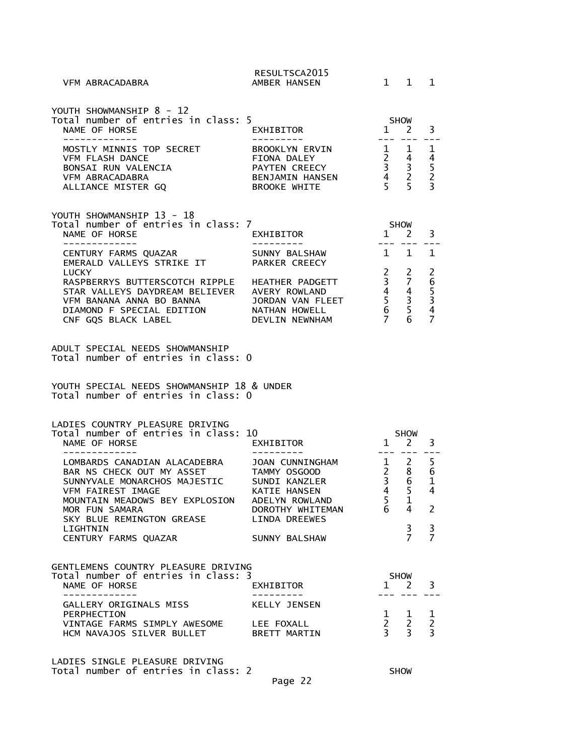| | | | | |
|---|---|---|---|---|
| VFM ABRACADABRA | AMBER HANSEN | 1 | 1 | 1 |

YOUTH SHOWMANSHIP 8 - 12

Total number of entries in class: 5

| NAME OF HORSE | EXHIBITOR | SHOW 1 | 2 | 3 |
|---|---|---|---|---|
| MOSTLY MINNIS TOP SECRET | BROOKLYN ERVIN | 1 | 1 | 1 |
| VFM FLASH DANCE | FIONA DALEY | 2 | 4 | 4 |
| BONSAI RUN VALENCIA | PAYTEN CREECY | 3 | 3 | 5 |
| VFM ABRACADABRA | BENJAMIN HANSEN | 4 | 2 | 2 |
| ALLIANCE MISTER GQ | BROOKE WHITE | 5 | 5 | 3 |

YOUTH SHOWMANSHIP 13 - 18

Total number of entries in class: 7

| NAME OF HORSE | EXHIBITOR | SHOW 1 | 2 | 3 |
|---|---|---|---|---|
| CENTURY FARMS QUAZAR | SUNNY BALSHAW | 1 | 1 | 1 |
| EMERALD VALLEYS STRIKE IT LUCKY | PARKER CREECY | 2 | 2 | 2 |
| RASPBERRYS BUTTERSCOTCH RIPPLE | HEATHER PADGETT | 3 | 7 | 6 |
| STAR VALLEYS DAYDREAM BELIEVER | AVERY ROWLAND | 4 | 4 | 5 |
| VFM BANANA ANNA BO BANNA | JORDAN VAN FLEET | 5 | 3 | 3 |
| DIAMOND F SPECIAL EDITION | NATHAN HOWELL | 6 | 5 | 4 |
| CNF GQS BLACK LABEL | DEVLIN NEWNHAM | 7 | 6 | 7 |

ADULT SPECIAL NEEDS SHOWMANSHIP

Total number of entries in class: 0

YOUTH SPECIAL NEEDS SHOWMANSHIP 18 & UNDER

Total number of entries in class: 0

LADIES COUNTRY PLEASURE DRIVING

Total number of entries in class: 10

| NAME OF HORSE | EXHIBITOR | SHOW 1 | 2 | 3 |
|---|---|---|---|---|
| LOMBARDS CANADIAN ALACADEBRA | JOAN CUNNINGHAM | 1 | 2 | 5 |
| BAR NS CHECK OUT MY ASSET | TAMMY OSGOOD | 2 | 8 | 6 |
| SUNNYVALE MONARCHOS MAJESTIC | SUNDI KANZLER | 3 | 6 | 1 |
| VFM FAIREST IMAGE | KATIE HANSEN | 4 | 5 | 4 |
| MOUNTAIN MEADOWS BEY EXPLOSION | ADELYN ROWLAND | 5 | 1 | |
| MOR FUN SAMARA | DOROTHY WHITEMAN | 6 | 4 | 2 |
| SKY BLUE REMINGTON GREASE LIGHTNIN | LINDA DREEWES | | 3 | 3 |
| CENTURY FARMS QUAZAR | SUNNY BALSHAW | | 7 | 7 |

GENTLEMENS COUNTRY PLEASURE DRIVING

Total number of entries in class: 3

| NAME OF HORSE | EXHIBITOR | SHOW 1 | 2 | 3 |
|---|---|---|---|---|
| GALLERY ORIGINALS MISS PERPHECTION | KELLY JENSEN | 1 | 1 | 1 |
| VINTAGE FARMS SIMPLY AWESOME | LEE FOXALL | 2 | 2 | 2 |
| HCM NAVAJOS SILVER BULLET | BRETT MARTIN | 3 | 3 | 3 |

LADIES SINGLE PLEASURE DRIVING

Total number of entries in class: 2 SHOW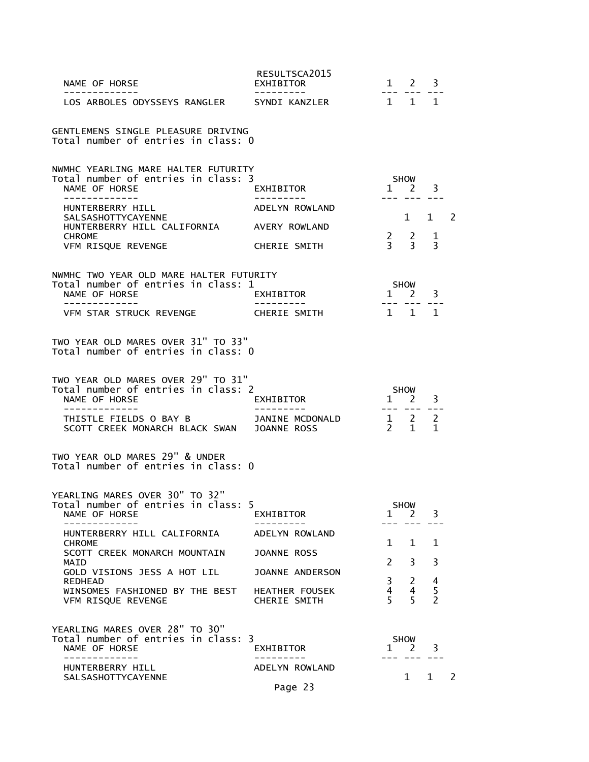| NAME OF HORSE | EXHIBITOR | 1 | 2 | 3 |
|---|---|---|---|---|
| LOS ARBOLES ODYSSEYS RANGLER | SYNDI KANZLER | 1 | 1 | 1 |

GENTLEMENS SINGLE PLEASURE DRIVING
Total number of entries in class: 0

NWMHC YEARLING MARE HALTER FUTURITY
Total number of entries in class: 3

| NAME OF HORSE | EXHIBITOR | SHOW 1 | 2 | 3 |
|---|---|---|---|---|
| HUNTERBERRY HILL SALSASHOTTYCAYENNE | ADELYN ROWLAND | 1 | 1 | 2 |
| HUNTERBERRY HILL CALIFORNIA CHROME | AVERY ROWLAND | 2 | 2 | 1 |
| VFM RISQUE REVENGE | CHERIE SMITH | 3 | 3 | 3 |

NWMHC TWO YEAR OLD MARE HALTER FUTURITY
Total number of entries in class: 1

| NAME OF HORSE | EXHIBITOR | SHOW 1 | 2 | 3 |
|---|---|---|---|---|
| VFM STAR STRUCK REVENGE | CHERIE SMITH | 1 | 1 | 1 |

TWO YEAR OLD MARES OVER 31" TO 33"
Total number of entries in class: 0

TWO YEAR OLD MARES OVER 29" TO 31"
Total number of entries in class: 2

| NAME OF HORSE | EXHIBITOR | SHOW 1 | 2 | 3 |
|---|---|---|---|---|
| THISTLE FIELDS O BAY B | JANINE MCDONALD | 1 | 2 | 2 |
| SCOTT CREEK MONARCH BLACK SWAN | JOANNE ROSS | 2 | 1 | 1 |

TWO YEAR OLD MARES 29" & UNDER
Total number of entries in class: 0

YEARLING MARES OVER 30" TO 32"
Total number of entries in class: 5

| NAME OF HORSE | EXHIBITOR | SHOW 1 | 2 | 3 |
|---|---|---|---|---|
| HUNTERBERRY HILL CALIFORNIA CHROME | ADELYN ROWLAND | 1 | 1 | 1 |
| SCOTT CREEK MONARCH MOUNTAIN MAID | JOANNE ROSS | 2 | 3 | 3 |
| GOLD VISIONS JESS A HOT LIL REDHEAD | JOANNE ANDERSON | 3 | 2 | 4 |
| WINSOMES FASHIONED BY THE BEST | HEATHER FOUSEK | 4 | 4 | 5 |
| VFM RISQUE REVENGE | CHERIE SMITH | 5 | 5 | 2 |

YEARLING MARES OVER 28" TO 30"
Total number of entries in class: 3

| NAME OF HORSE | EXHIBITOR | SHOW 1 | 2 | 3 |
|---|---|---|---|---|
| HUNTERBERRY HILL SALSASHOTTYCAYENNE | ADELYN ROWLAND | 1 | 1 | 2 |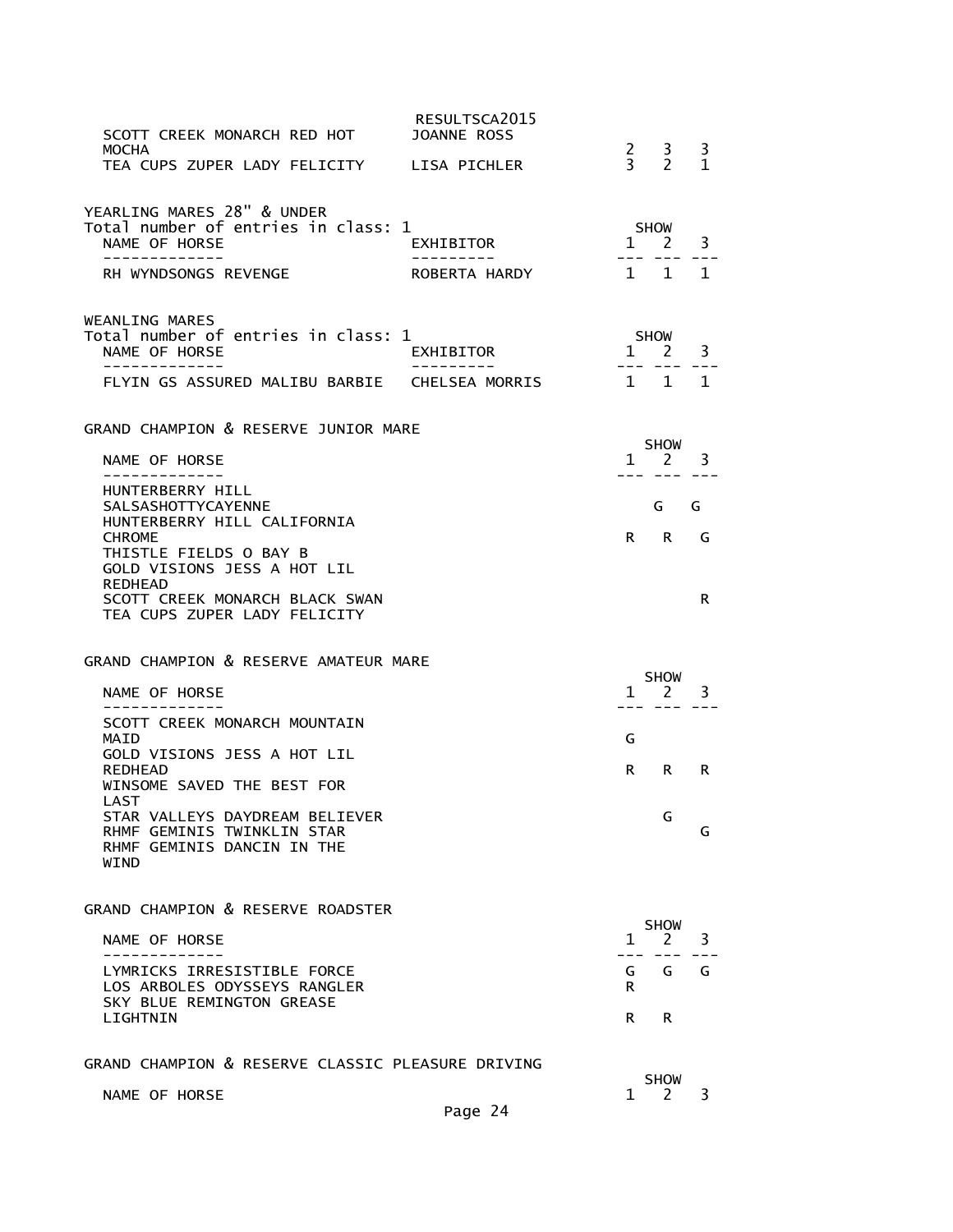| NAME OF HORSE | EXHIBITOR | 1 | 2 | 3 |
|---|---|---|---|---|
| SCOTT CREEK MONARCH RED HOT MOCHA | JOANNE ROSS | 2 | 3 | 3 |
| TEA CUPS ZUPER LADY FELICITY | LISA PICHLER | 3 | 2 | 1 |

YEARLING MARES 28" & UNDER
Total number of entries in class: 1

| NAME OF HORSE | EXHIBITOR | SHOW 1 | 2 | 3 |
|---|---|---|---|---|
| RH WYNDSONGS REVENGE | ROBERTA HARDY | 1 | 1 | 1 |

WEANLING MARES
Total number of entries in class: 1

| NAME OF HORSE | EXHIBITOR | SHOW 1 | 2 | 3 |
|---|---|---|---|---|
| FLYIN GS ASSURED MALIBU BARBIE | CHELSEA MORRIS | 1 | 1 | 1 |

GRAND CHAMPION & RESERVE JUNIOR MARE

| NAME OF HORSE | SHOW 1 | 2 | 3 |
|---|---|---|---|
| HUNTERBERRY HILL SALSASHOTTYCAYENNE | | G | G |
| HUNTERBERRY HILL CALIFORNIA CHROME | R | R | G |
| THISTLE FIELDS O BAY B | | | |
| GOLD VISIONS JESS A HOT LIL REDHEAD | | | |
| SCOTT CREEK MONARCH BLACK SWAN | | | R |
| TEA CUPS ZUPER LADY FELICITY | | | |

GRAND CHAMPION & RESERVE AMATEUR MARE

| NAME OF HORSE | SHOW 1 | 2 | 3 |
|---|---|---|---|
| SCOTT CREEK MONARCH MOUNTAIN MAID | G | | |
| GOLD VISIONS JESS A HOT LIL REDHEAD | R | R | R |
| WINSOME SAVED THE BEST FOR LAST | | | |
| STAR VALLEYS DAYDREAM BELIEVER | | G | |
| RHMF GEMINIS TWINKLIN STAR | | | G |
| RHMF GEMINIS DANCIN IN THE WIND | | | |

GRAND CHAMPION & RESERVE ROADSTER

| NAME OF HORSE | SHOW 1 | 2 | 3 |
|---|---|---|---|
| LYMRICKS IRRESISTIBLE FORCE | G | G | G |
| LOS ARBOLES ODYSSEYS RANGLER | R | | |
| SKY BLUE REMINGTON GREASE LIGHTNIN | R | R | |

GRAND CHAMPION & RESERVE CLASSIC PLEASURE DRIVING

| NAME OF HORSE | SHOW 1 | 2 | 3 |
|---|---|---|---|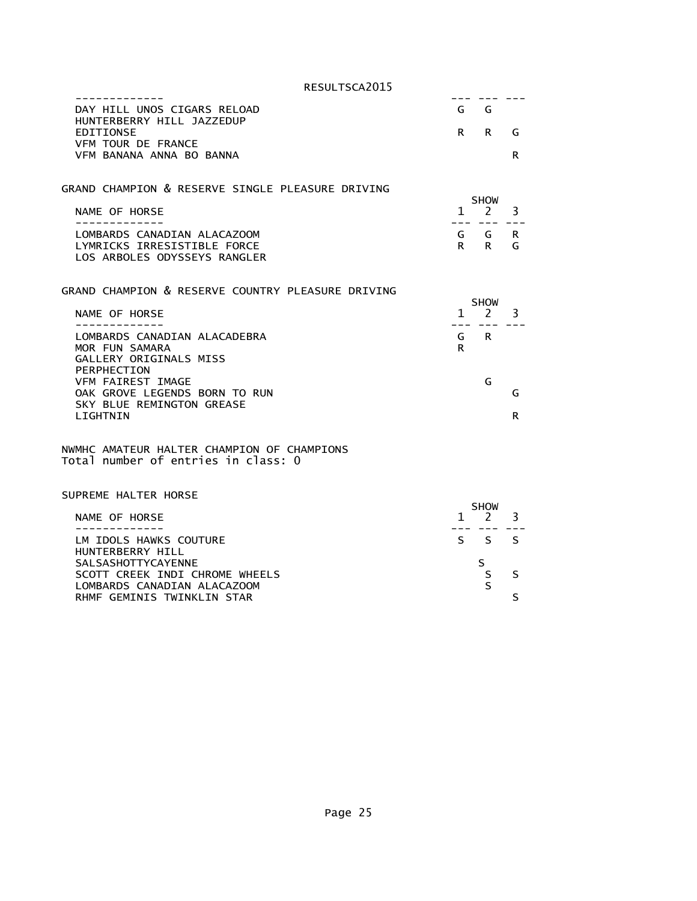| | | | |
|---|---|---|---|
| DAY HILL UNOS CIGARS RELOAD | G | G | |
| HUNTERBERRY HILL JAZZEDUP EDITIONSE | R | R | G |
| VFM TOUR DE FRANCE | | | |
| VFM BANANA ANNA BO BANNA | | | R |

GRAND CHAMPION & RESERVE SINGLE PLEASURE DRIVING

| NAME OF HORSE | SHOW 1 | 2 | 3 |
|---|---|---|---|
| LOMBARDS CANADIAN ALACAZOOM | G | G | R |
| LYMRICKS IRRESISTIBLE FORCE | R | R | G |
| LOS ARBOLES ODYSSEYS RANGLER | | | |

GRAND CHAMPION & RESERVE COUNTRY PLEASURE DRIVING

| NAME OF HORSE | SHOW 1 | 2 | 3 |
|---|---|---|---|
| LOMBARDS CANADIAN ALACADEBRA | G | R | |
| MOR FUN SAMARA | R | | |
| GALLERY ORIGINALS MISS PERPHECTION | | | |
| VFM FAIREST IMAGE | | G | |
| OAK GROVE LEGENDS BORN TO RUN | | | G |
| SKY BLUE REMINGTON GREASE LIGHTNIN | | | R |

NWMHC AMATEUR HALTER CHAMPION OF CHAMPIONS
Total number of entries in class: 0

SUPREME HALTER HORSE

| NAME OF HORSE | SHOW 1 | 2 | 3 |
|---|---|---|---|
| LM IDOLS HAWKS COUTURE | S | S | S |
| HUNTERBERRY HILL SALSASHOTTYCAYENNE | | S | |
| SCOTT CREEK INDI CHROME WHEELS | | S | S |
| LOMBARDS CANADIAN ALACAZOOM | | S | |
| RHMF GEMINIS TWINKLIN STAR | | | S |